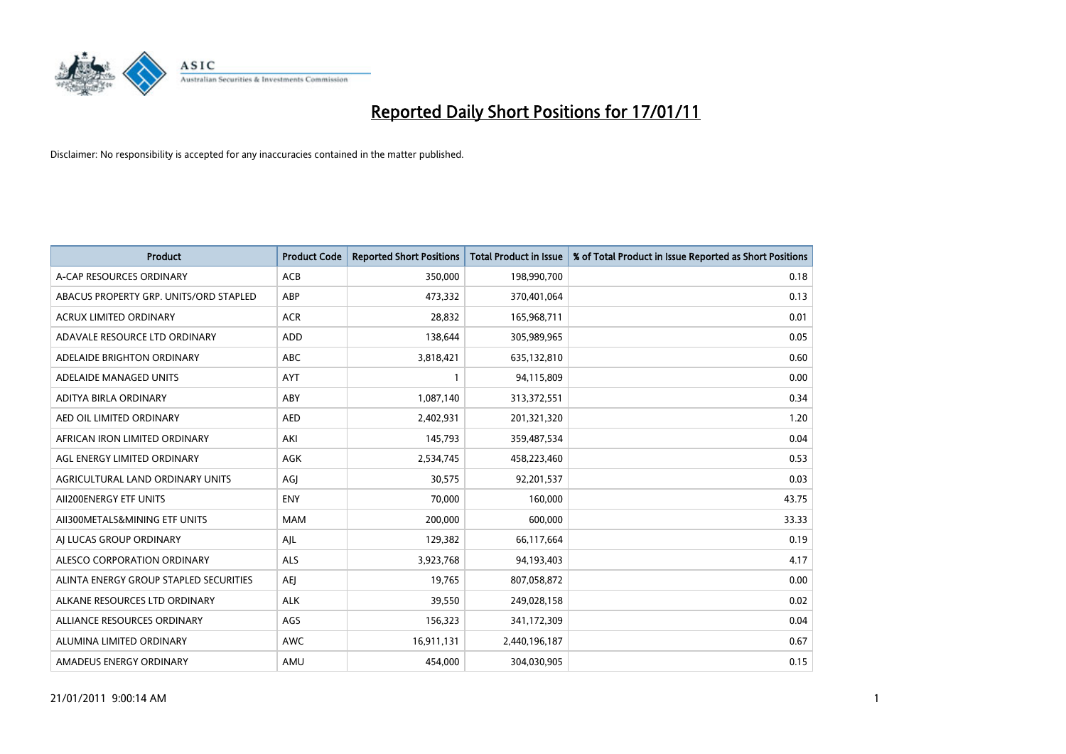# Reported Daily Short Positions for 17/01/11

Disclaimer: No responsibility is accepted for any inaccuracies contained in the matter published.

| Product | Product Code | Reported Short Positions | Total Product in Issue | % of Total Product in Issue Reported as Short Positions |
|---|---|---|---|---|
| A-CAP RESOURCES ORDINARY | ACB | 350,000 | 198,990,700 | 0.18 |
| ABACUS PROPERTY GRP. UNITS/ORD STAPLED | ABP | 473,332 | 370,401,064 | 0.13 |
| ACRUX LIMITED ORDINARY | ACR | 28,832 | 165,968,711 | 0.01 |
| ADAVALE RESOURCE LTD ORDINARY | ADD | 138,644 | 305,989,965 | 0.05 |
| ADELAIDE BRIGHTON ORDINARY | ABC | 3,818,421 | 635,132,810 | 0.60 |
| ADELAIDE MANAGED UNITS | AYT | 1 | 94,115,809 | 0.00 |
| ADITYA BIRLA ORDINARY | ABY | 1,087,140 | 313,372,551 | 0.34 |
| AED OIL LIMITED ORDINARY | AED | 2,402,931 | 201,321,320 | 1.20 |
| AFRICAN IRON LIMITED ORDINARY | AKI | 145,793 | 359,487,534 | 0.04 |
| AGL ENERGY LIMITED ORDINARY | AGK | 2,534,745 | 458,223,460 | 0.53 |
| AGRICULTURAL LAND ORDINARY UNITS | AGJ | 30,575 | 92,201,537 | 0.03 |
| AII200ENERGY ETF UNITS | ENY | 70,000 | 160,000 | 43.75 |
| AII300METALS&MINING ETF UNITS | MAM | 200,000 | 600,000 | 33.33 |
| AJ LUCAS GROUP ORDINARY | AJL | 129,382 | 66,117,664 | 0.19 |
| ALESCO CORPORATION ORDINARY | ALS | 3,923,768 | 94,193,403 | 4.17 |
| ALINTA ENERGY GROUP STAPLED SECURITIES | AEJ | 19,765 | 807,058,872 | 0.00 |
| ALKANE RESOURCES LTD ORDINARY | ALK | 39,550 | 249,028,158 | 0.02 |
| ALLIANCE RESOURCES ORDINARY | AGS | 156,323 | 341,172,309 | 0.04 |
| ALUMINA LIMITED ORDINARY | AWC | 16,911,131 | 2,440,196,187 | 0.67 |
| AMADEUS ENERGY ORDINARY | AMU | 454,000 | 304,030,905 | 0.15 |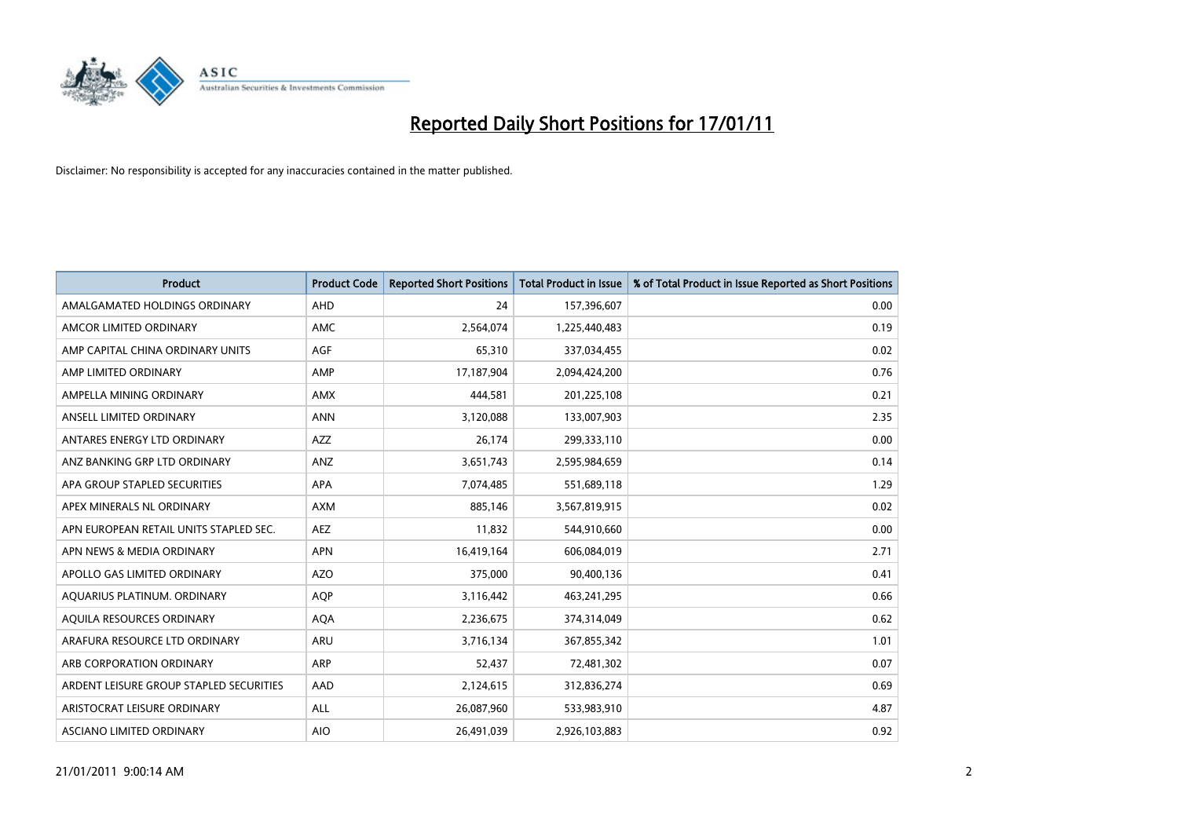# Reported Daily Short Positions for 17/01/11

Disclaimer: No responsibility is accepted for any inaccuracies contained in the matter published.

| Product | Product Code | Reported Short Positions | Total Product in Issue | % of Total Product in Issue Reported as Short Positions |
| --- | --- | --- | --- | --- |
| AMALGAMATED HOLDINGS ORDINARY | AHD | 24 | 157,396,607 | 0.00 |
| AMCOR LIMITED ORDINARY | AMC | 2,564,074 | 1,225,440,483 | 0.19 |
| AMP CAPITAL CHINA ORDINARY UNITS | AGF | 65,310 | 337,034,455 | 0.02 |
| AMP LIMITED ORDINARY | AMP | 17,187,904 | 2,094,424,200 | 0.76 |
| AMPELLA MINING ORDINARY | AMX | 444,581 | 201,225,108 | 0.21 |
| ANSELL LIMITED ORDINARY | ANN | 3,120,088 | 133,007,903 | 2.35 |
| ANTARES ENERGY LTD ORDINARY | AZZ | 26,174 | 299,333,110 | 0.00 |
| ANZ BANKING GRP LTD ORDINARY | ANZ | 3,651,743 | 2,595,984,659 | 0.14 |
| APA GROUP STAPLED SECURITIES | APA | 7,074,485 | 551,689,118 | 1.29 |
| APEX MINERALS NL ORDINARY | AXM | 885,146 | 3,567,819,915 | 0.02 |
| APN EUROPEAN RETAIL UNITS STAPLED SEC. | AEZ | 11,832 | 544,910,660 | 0.00 |
| APN NEWS & MEDIA ORDINARY | APN | 16,419,164 | 606,084,019 | 2.71 |
| APOLLO GAS LIMITED ORDINARY | AZO | 375,000 | 90,400,136 | 0.41 |
| AQUARIUS PLATINUM. ORDINARY | AQP | 3,116,442 | 463,241,295 | 0.66 |
| AQUILA RESOURCES ORDINARY | AQA | 2,236,675 | 374,314,049 | 0.62 |
| ARAFURA RESOURCE LTD ORDINARY | ARU | 3,716,134 | 367,855,342 | 1.01 |
| ARB CORPORATION ORDINARY | ARP | 52,437 | 72,481,302 | 0.07 |
| ARDENT LEISURE GROUP STAPLED SECURITIES | AAD | 2,124,615 | 312,836,274 | 0.69 |
| ARISTOCRAT LEISURE ORDINARY | ALL | 26,087,960 | 533,983,910 | 4.87 |
| ASCIANO LIMITED ORDINARY | AIO | 26,491,039 | 2,926,103,883 | 0.92 |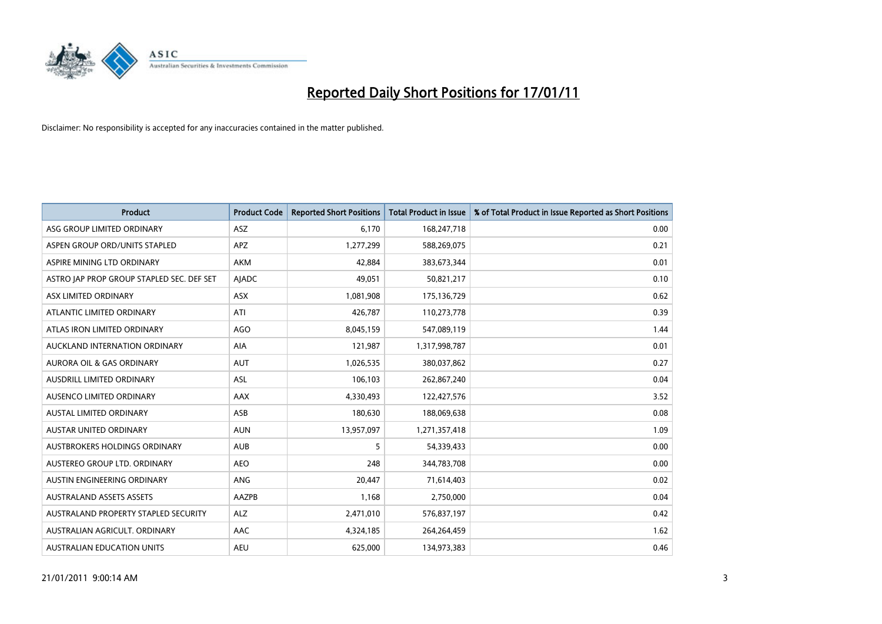# Reported Daily Short Positions for 17/01/11

Disclaimer: No responsibility is accepted for any inaccuracies contained in the matter published.

| Product | Product Code | Reported Short Positions | Total Product in Issue | % of Total Product in Issue Reported as Short Positions |
|---|---|---|---|---|
| ASG GROUP LIMITED ORDINARY | ASZ | 6,170 | 168,247,718 | 0.00 |
| ASPEN GROUP ORD/UNITS STAPLED | APZ | 1,277,299 | 588,269,075 | 0.21 |
| ASPIRE MINING LTD ORDINARY | AKM | 42,884 | 383,673,344 | 0.01 |
| ASTRO JAP PROP GROUP STAPLED SEC. DEF SET | AJADC | 49,051 | 50,821,217 | 0.10 |
| ASX LIMITED ORDINARY | ASX | 1,081,908 | 175,136,729 | 0.62 |
| ATLANTIC LIMITED ORDINARY | ATI | 426,787 | 110,273,778 | 0.39 |
| ATLAS IRON LIMITED ORDINARY | AGO | 8,045,159 | 547,089,119 | 1.44 |
| AUCKLAND INTERNATION ORDINARY | AIA | 121,987 | 1,317,998,787 | 0.01 |
| AURORA OIL & GAS ORDINARY | AUT | 1,026,535 | 380,037,862 | 0.27 |
| AUSDRILL LIMITED ORDINARY | ASL | 106,103 | 262,867,240 | 0.04 |
| AUSENCO LIMITED ORDINARY | AAX | 4,330,493 | 122,427,576 | 3.52 |
| AUSTAL LIMITED ORDINARY | ASB | 180,630 | 188,069,638 | 0.08 |
| AUSTAR UNITED ORDINARY | AUN | 13,957,097 | 1,271,357,418 | 1.09 |
| AUSTBROKERS HOLDINGS ORDINARY | AUB | 5 | 54,339,433 | 0.00 |
| AUSTEREO GROUP LTD. ORDINARY | AEO | 248 | 344,783,708 | 0.00 |
| AUSTIN ENGINEERING ORDINARY | ANG | 20,447 | 71,614,403 | 0.02 |
| AUSTRALAND ASSETS ASSETS | AAZPB | 1,168 | 2,750,000 | 0.04 |
| AUSTRALAND PROPERTY STAPLED SECURITY | ALZ | 2,471,010 | 576,837,197 | 0.42 |
| AUSTRALIAN AGRICULT. ORDINARY | AAC | 4,324,185 | 264,264,459 | 1.62 |
| AUSTRALIAN EDUCATION UNITS | AEU | 625,000 | 134,973,383 | 0.46 |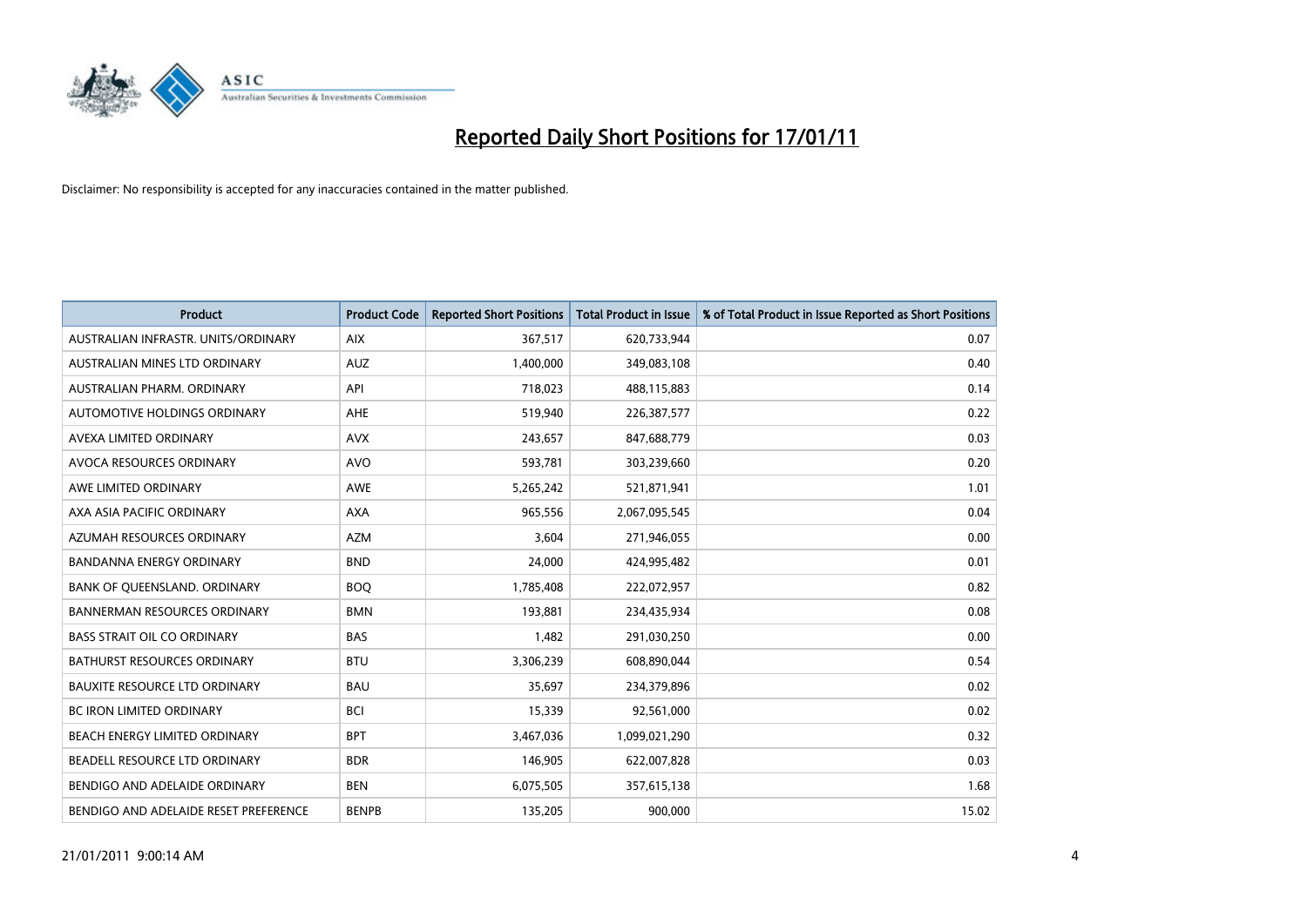# Reported Daily Short Positions for 17/01/11

Disclaimer: No responsibility is accepted for any inaccuracies contained in the matter published.

| Product | Product Code | Reported Short Positions | Total Product in Issue | % of Total Product in Issue Reported as Short Positions |
|---|---|---|---|---|
| AUSTRALIAN INFRASTR. UNITS/ORDINARY | AIX | 367,517 | 620,733,944 | 0.07 |
| AUSTRALIAN MINES LTD ORDINARY | AUZ | 1,400,000 | 349,083,108 | 0.40 |
| AUSTRALIAN PHARM. ORDINARY | API | 718,023 | 488,115,883 | 0.14 |
| AUTOMOTIVE HOLDINGS ORDINARY | AHE | 519,940 | 226,387,577 | 0.22 |
| AVEXA LIMITED ORDINARY | AVX | 243,657 | 847,688,779 | 0.03 |
| AVOCA RESOURCES ORDINARY | AVO | 593,781 | 303,239,660 | 0.20 |
| AWE LIMITED ORDINARY | AWE | 5,265,242 | 521,871,941 | 1.01 |
| AXA ASIA PACIFIC ORDINARY | AXA | 965,556 | 2,067,095,545 | 0.04 |
| AZUMAH RESOURCES ORDINARY | AZM | 3,604 | 271,946,055 | 0.00 |
| BANDANNA ENERGY ORDINARY | BND | 24,000 | 424,995,482 | 0.01 |
| BANK OF QUEENSLAND. ORDINARY | BOQ | 1,785,408 | 222,072,957 | 0.82 |
| BANNERMAN RESOURCES ORDINARY | BMN | 193,881 | 234,435,934 | 0.08 |
| BASS STRAIT OIL CO ORDINARY | BAS | 1,482 | 291,030,250 | 0.00 |
| BATHURST RESOURCES ORDINARY | BTU | 3,306,239 | 608,890,044 | 0.54 |
| BAUXITE RESOURCE LTD ORDINARY | BAU | 35,697 | 234,379,896 | 0.02 |
| BC IRON LIMITED ORDINARY | BCI | 15,339 | 92,561,000 | 0.02 |
| BEACH ENERGY LIMITED ORDINARY | BPT | 3,467,036 | 1,099,021,290 | 0.32 |
| BEADELL RESOURCE LTD ORDINARY | BDR | 146,905 | 622,007,828 | 0.03 |
| BENDIGO AND ADELAIDE ORDINARY | BEN | 6,075,505 | 357,615,138 | 1.68 |
| BENDIGO AND ADELAIDE RESET PREFERENCE | BENPB | 135,205 | 900,000 | 15.02 |

21/01/2011 9:00:14 AM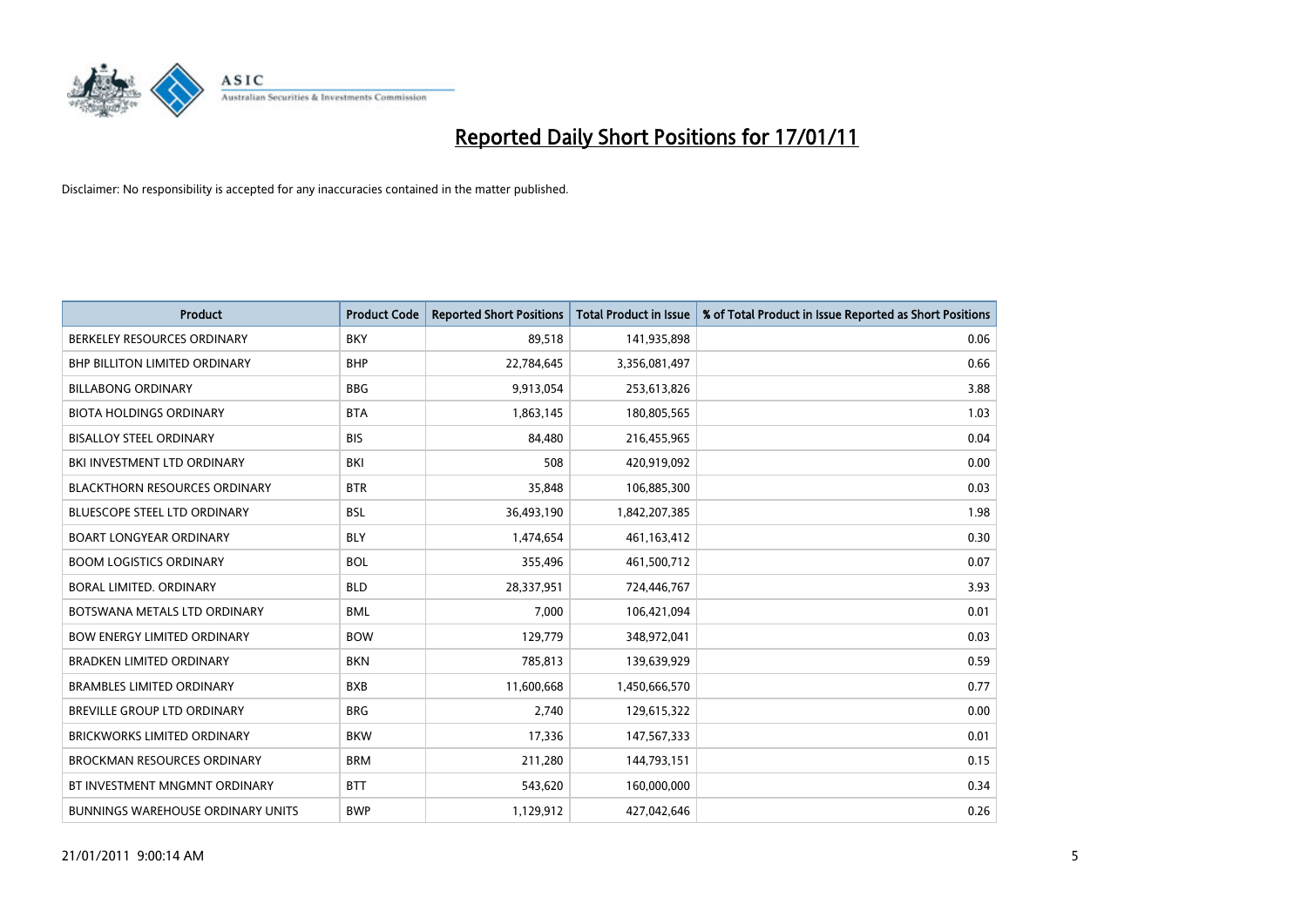# Reported Daily Short Positions for 17/01/11

Disclaimer: No responsibility is accepted for any inaccuracies contained in the matter published.

| Product | Product Code | Reported Short Positions | Total Product in Issue | % of Total Product in Issue Reported as Short Positions |
|---|---|---|---|---|
| BERKELEY RESOURCES ORDINARY | BKY | 89,518 | 141,935,898 | 0.06 |
| BHP BILLITON LIMITED ORDINARY | BHP | 22,784,645 | 3,356,081,497 | 0.66 |
| BILLABONG ORDINARY | BBG | 9,913,054 | 253,613,826 | 3.88 |
| BIOTA HOLDINGS ORDINARY | BTA | 1,863,145 | 180,805,565 | 1.03 |
| BISALLOY STEEL ORDINARY | BIS | 84,480 | 216,455,965 | 0.04 |
| BKI INVESTMENT LTD ORDINARY | BKI | 508 | 420,919,092 | 0.00 |
| BLACKTHORN RESOURCES ORDINARY | BTR | 35,848 | 106,885,300 | 0.03 |
| BLUESCOPE STEEL LTD ORDINARY | BSL | 36,493,190 | 1,842,207,385 | 1.98 |
| BOART LONGYEAR ORDINARY | BLY | 1,474,654 | 461,163,412 | 0.30 |
| BOOM LOGISTICS ORDINARY | BOL | 355,496 | 461,500,712 | 0.07 |
| BORAL LIMITED. ORDINARY | BLD | 28,337,951 | 724,446,767 | 3.93 |
| BOTSWANA METALS LTD ORDINARY | BML | 7,000 | 106,421,094 | 0.01 |
| BOW ENERGY LIMITED ORDINARY | BOW | 129,779 | 348,972,041 | 0.03 |
| BRADKEN LIMITED ORDINARY | BKN | 785,813 | 139,639,929 | 0.59 |
| BRAMBLES LIMITED ORDINARY | BXB | 11,600,668 | 1,450,666,570 | 0.77 |
| BREVILLE GROUP LTD ORDINARY | BRG | 2,740 | 129,615,322 | 0.00 |
| BRICKWORKS LIMITED ORDINARY | BKW | 17,336 | 147,567,333 | 0.01 |
| BROCKMAN RESOURCES ORDINARY | BRM | 211,280 | 144,793,151 | 0.15 |
| BT INVESTMENT MNGMNT ORDINARY | BTT | 543,620 | 160,000,000 | 0.34 |
| BUNNINGS WAREHOUSE ORDINARY UNITS | BWP | 1,129,912 | 427,042,646 | 0.26 |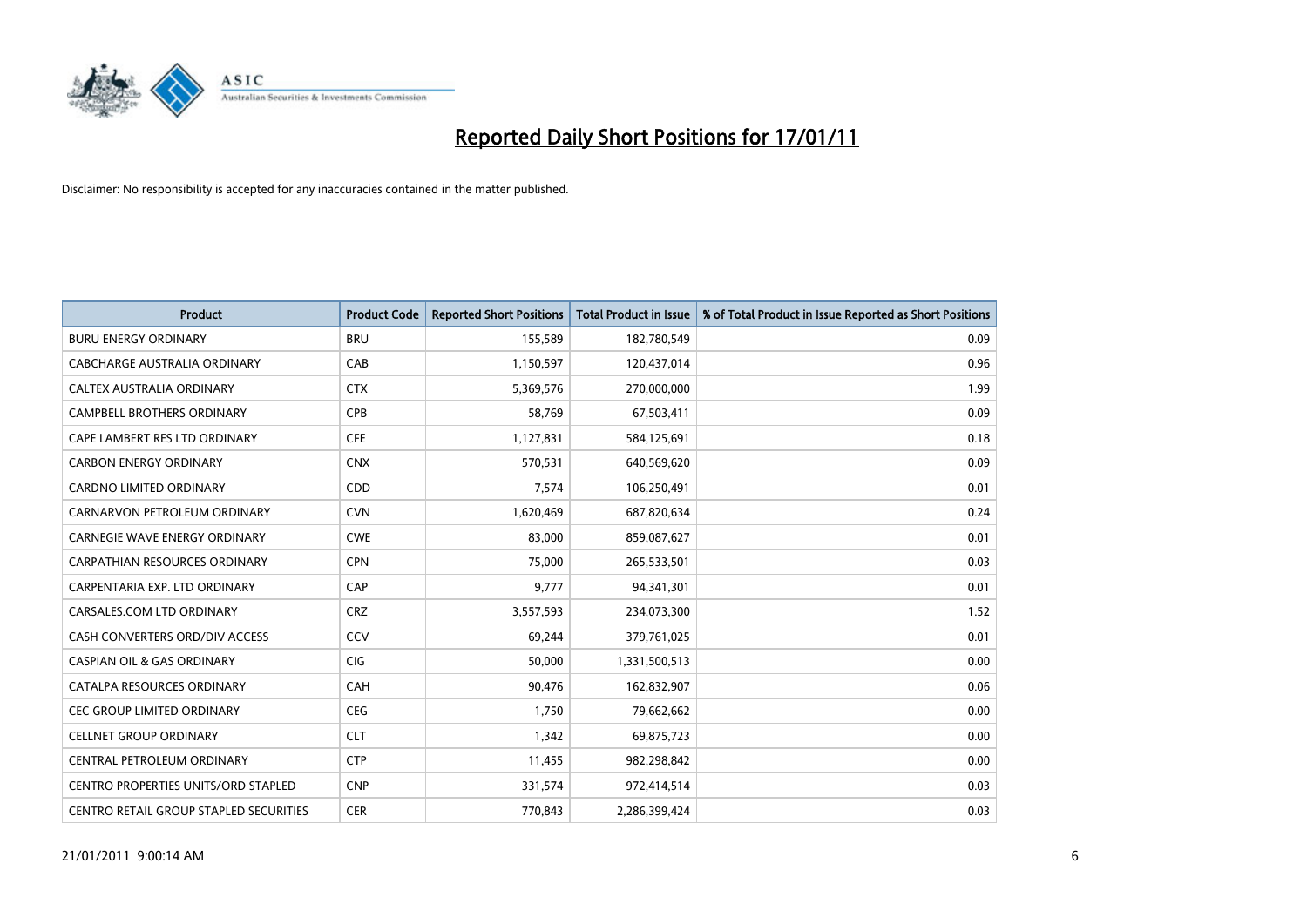# Reported Daily Short Positions for 17/01/11

Disclaimer: No responsibility is accepted for any inaccuracies contained in the matter published.

| Product | Product Code | Reported Short Positions | Total Product in Issue | % of Total Product in Issue Reported as Short Positions |
|---|---|---|---|---|
| BURU ENERGY ORDINARY | BRU | 155,589 | 182,780,549 | 0.09 |
| CABCHARGE AUSTRALIA ORDINARY | CAB | 1,150,597 | 120,437,014 | 0.96 |
| CALTEX AUSTRALIA ORDINARY | CTX | 5,369,576 | 270,000,000 | 1.99 |
| CAMPBELL BROTHERS ORDINARY | CPB | 58,769 | 67,503,411 | 0.09 |
| CAPE LAMBERT RES LTD ORDINARY | CFE | 1,127,831 | 584,125,691 | 0.18 |
| CARBON ENERGY ORDINARY | CNX | 570,531 | 640,569,620 | 0.09 |
| CARDNO LIMITED ORDINARY | CDD | 7,574 | 106,250,491 | 0.01 |
| CARNARVON PETROLEUM ORDINARY | CVN | 1,620,469 | 687,820,634 | 0.24 |
| CARNEGIE WAVE ENERGY ORDINARY | CWE | 83,000 | 859,087,627 | 0.01 |
| CARPATHIAN RESOURCES ORDINARY | CPN | 75,000 | 265,533,501 | 0.03 |
| CARPENTARIA EXP. LTD ORDINARY | CAP | 9,777 | 94,341,301 | 0.01 |
| CARSALES.COM LTD ORDINARY | CRZ | 3,557,593 | 234,073,300 | 1.52 |
| CASH CONVERTERS ORD/DIV ACCESS | CCV | 69,244 | 379,761,025 | 0.01 |
| CASPIAN OIL & GAS ORDINARY | CIG | 50,000 | 1,331,500,513 | 0.00 |
| CATALPA RESOURCES ORDINARY | CAH | 90,476 | 162,832,907 | 0.06 |
| CEC GROUP LIMITED ORDINARY | CEG | 1,750 | 79,662,662 | 0.00 |
| CELLNET GROUP ORDINARY | CLT | 1,342 | 69,875,723 | 0.00 |
| CENTRAL PETROLEUM ORDINARY | CTP | 11,455 | 982,298,842 | 0.00 |
| CENTRO PROPERTIES UNITS/ORD STAPLED | CNP | 331,574 | 972,414,514 | 0.03 |
| CENTRO RETAIL GROUP STAPLED SECURITIES | CER | 770,843 | 2,286,399,424 | 0.03 |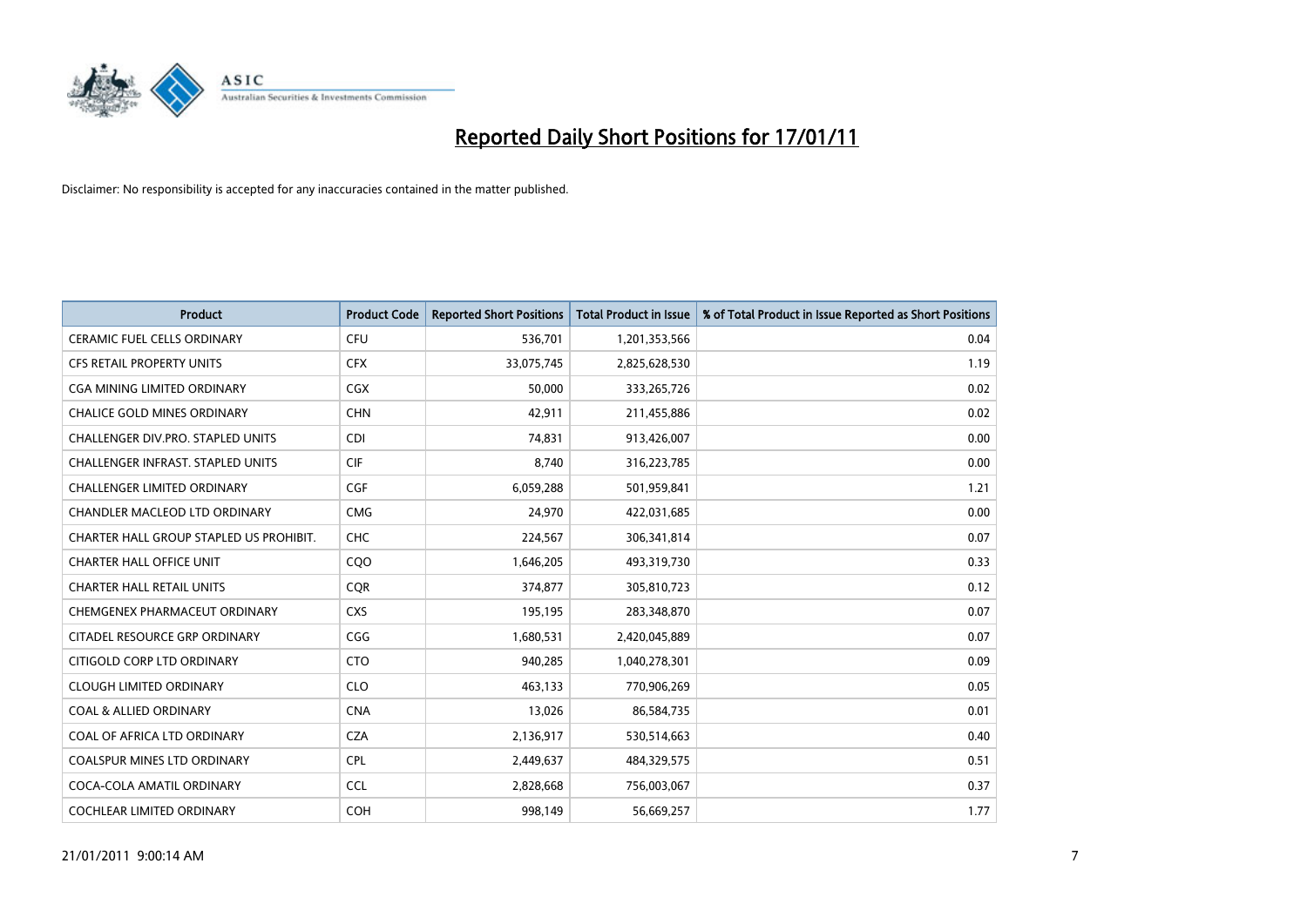# Reported Daily Short Positions for 17/01/11

Disclaimer: No responsibility is accepted for any inaccuracies contained in the matter published.

| Product | Product Code | Reported Short Positions | Total Product in Issue | % of Total Product in Issue Reported as Short Positions |
|---|---|---|---|---|
| CERAMIC FUEL CELLS ORDINARY | CFU | 536,701 | 1,201,353,566 | 0.04 |
| CFS RETAIL PROPERTY UNITS | CFX | 33,075,745 | 2,825,628,530 | 1.19 |
| CGA MINING LIMITED ORDINARY | CGX | 50,000 | 333,265,726 | 0.02 |
| CHALICE GOLD MINES ORDINARY | CHN | 42,911 | 211,455,886 | 0.02 |
| CHALLENGER DIV.PRO. STAPLED UNITS | CDI | 74,831 | 913,426,007 | 0.00 |
| CHALLENGER INFRAST. STAPLED UNITS | CIF | 8,740 | 316,223,785 | 0.00 |
| CHALLENGER LIMITED ORDINARY | CGF | 6,059,288 | 501,959,841 | 1.21 |
| CHANDLER MACLEOD LTD ORDINARY | CMG | 24,970 | 422,031,685 | 0.00 |
| CHARTER HALL GROUP STAPLED US PROHIBIT. | CHC | 224,567 | 306,341,814 | 0.07 |
| CHARTER HALL OFFICE UNIT | CQO | 1,646,205 | 493,319,730 | 0.33 |
| CHARTER HALL RETAIL UNITS | CQR | 374,877 | 305,810,723 | 0.12 |
| CHEMGENEX PHARMACEUT ORDINARY | CXS | 195,195 | 283,348,870 | 0.07 |
| CITADEL RESOURCE GRP ORDINARY | CGG | 1,680,531 | 2,420,045,889 | 0.07 |
| CITIGOLD CORP LTD ORDINARY | CTO | 940,285 | 1,040,278,301 | 0.09 |
| CLOUGH LIMITED ORDINARY | CLO | 463,133 | 770,906,269 | 0.05 |
| COAL & ALLIED ORDINARY | CNA | 13,026 | 86,584,735 | 0.01 |
| COAL OF AFRICA LTD ORDINARY | CZA | 2,136,917 | 530,514,663 | 0.40 |
| COALSPUR MINES LTD ORDINARY | CPL | 2,449,637 | 484,329,575 | 0.51 |
| COCA-COLA AMATIL ORDINARY | CCL | 2,828,668 | 756,003,067 | 0.37 |
| COCHLEAR LIMITED ORDINARY | COH | 998,149 | 56,669,257 | 1.77 |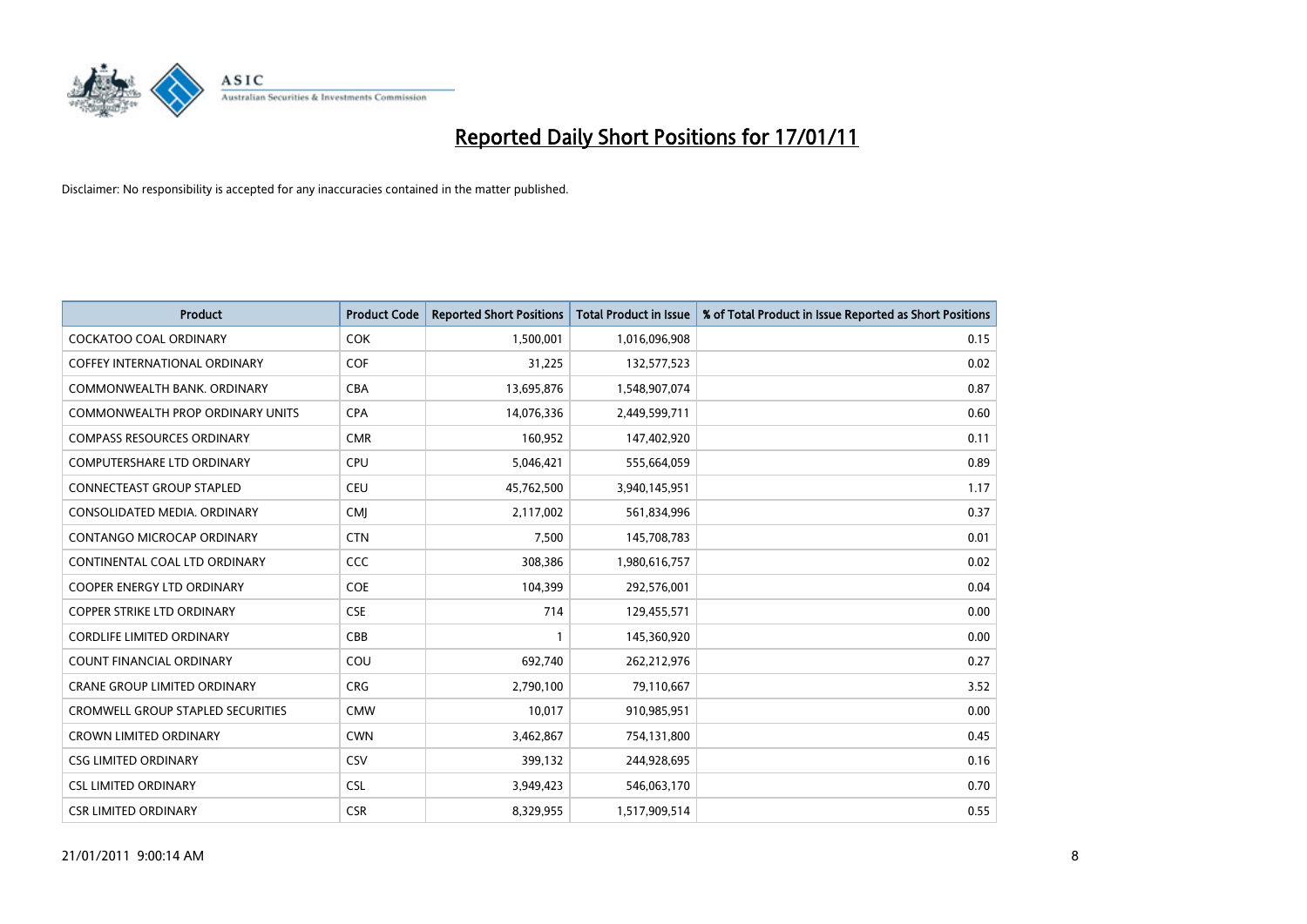# Reported Daily Short Positions for 17/01/11

Disclaimer: No responsibility is accepted for any inaccuracies contained in the matter published.

| Product | Product Code | Reported Short Positions | Total Product in Issue | % of Total Product in Issue Reported as Short Positions |
|---|---|---|---|---|
| COCKATOO COAL ORDINARY | COK | 1,500,001 | 1,016,096,908 | 0.15 |
| COFFEY INTERNATIONAL ORDINARY | COF | 31,225 | 132,577,523 | 0.02 |
| COMMONWEALTH BANK. ORDINARY | CBA | 13,695,876 | 1,548,907,074 | 0.87 |
| COMMONWEALTH PROP ORDINARY UNITS | CPA | 14,076,336 | 2,449,599,711 | 0.60 |
| COMPASS RESOURCES ORDINARY | CMR | 160,952 | 147,402,920 | 0.11 |
| COMPUTERSHARE LTD ORDINARY | CPU | 5,046,421 | 555,664,059 | 0.89 |
| CONNECTEAST GROUP STAPLED | CEU | 45,762,500 | 3,940,145,951 | 1.17 |
| CONSOLIDATED MEDIA. ORDINARY | CMJ | 2,117,002 | 561,834,996 | 0.37 |
| CONTANGO MICROCAP ORDINARY | CTN | 7,500 | 145,708,783 | 0.01 |
| CONTINENTAL COAL LTD ORDINARY | CCC | 308,386 | 1,980,616,757 | 0.02 |
| COOPER ENERGY LTD ORDINARY | COE | 104,399 | 292,576,001 | 0.04 |
| COPPER STRIKE LTD ORDINARY | CSE | 714 | 129,455,571 | 0.00 |
| CORDLIFE LIMITED ORDINARY | CBB | 1 | 145,360,920 | 0.00 |
| COUNT FINANCIAL ORDINARY | COU | 692,740 | 262,212,976 | 0.27 |
| CRANE GROUP LIMITED ORDINARY | CRG | 2,790,100 | 79,110,667 | 3.52 |
| CROMWELL GROUP STAPLED SECURITIES | CMW | 10,017 | 910,985,951 | 0.00 |
| CROWN LIMITED ORDINARY | CWN | 3,462,867 | 754,131,800 | 0.45 |
| CSG LIMITED ORDINARY | CSV | 399,132 | 244,928,695 | 0.16 |
| CSL LIMITED ORDINARY | CSL | 3,949,423 | 546,063,170 | 0.70 |
| CSR LIMITED ORDINARY | CSR | 8,329,955 | 1,517,909,514 | 0.55 |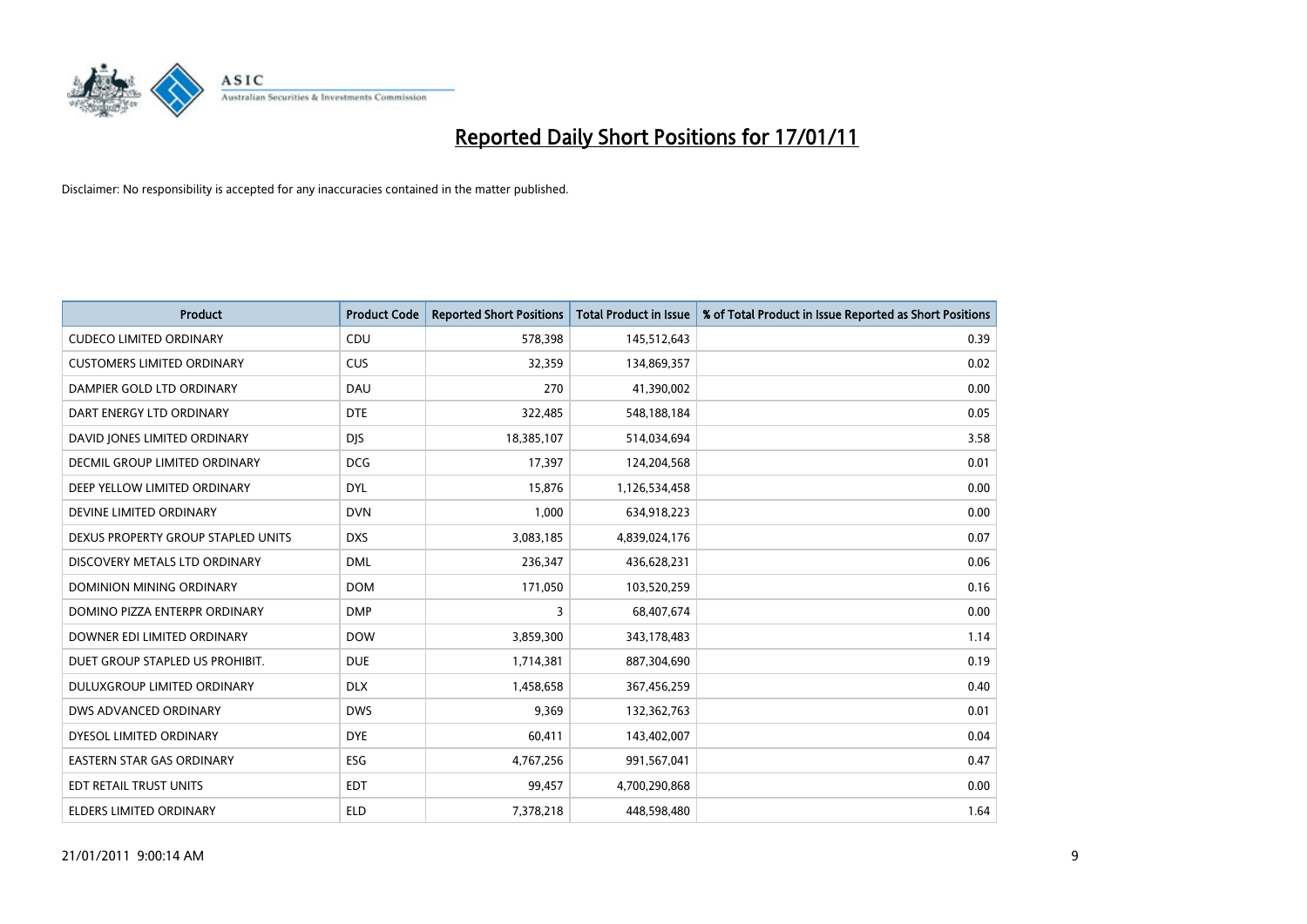# Reported Daily Short Positions for 17/01/11

Disclaimer: No responsibility is accepted for any inaccuracies contained in the matter published.

| Product | Product Code | Reported Short Positions | Total Product in Issue | % of Total Product in Issue Reported as Short Positions |
|---|---|---|---|---|
| CUDECO LIMITED ORDINARY | CDU | 578,398 | 145,512,643 | 0.39 |
| CUSTOMERS LIMITED ORDINARY | CUS | 32,359 | 134,869,357 | 0.02 |
| DAMPIER GOLD LTD ORDINARY | DAU | 270 | 41,390,002 | 0.00 |
| DART ENERGY LTD ORDINARY | DTE | 322,485 | 548,188,184 | 0.05 |
| DAVID JONES LIMITED ORDINARY | DJS | 18,385,107 | 514,034,694 | 3.58 |
| DECMIL GROUP LIMITED ORDINARY | DCG | 17,397 | 124,204,568 | 0.01 |
| DEEP YELLOW LIMITED ORDINARY | DYL | 15,876 | 1,126,534,458 | 0.00 |
| DEVINE LIMITED ORDINARY | DVN | 1,000 | 634,918,223 | 0.00 |
| DEXUS PROPERTY GROUP STAPLED UNITS | DXS | 3,083,185 | 4,839,024,176 | 0.07 |
| DISCOVERY METALS LTD ORDINARY | DML | 236,347 | 436,628,231 | 0.06 |
| DOMINION MINING ORDINARY | DOM | 171,050 | 103,520,259 | 0.16 |
| DOMINO PIZZA ENTERPR ORDINARY | DMP | 3 | 68,407,674 | 0.00 |
| DOWNER EDI LIMITED ORDINARY | DOW | 3,859,300 | 343,178,483 | 1.14 |
| DUET GROUP STAPLED US PROHIBIT. | DUE | 1,714,381 | 887,304,690 | 0.19 |
| DULUXGROUP LIMITED ORDINARY | DLX | 1,458,658 | 367,456,259 | 0.40 |
| DWS ADVANCED ORDINARY | DWS | 9,369 | 132,362,763 | 0.01 |
| DYESOL LIMITED ORDINARY | DYE | 60,411 | 143,402,007 | 0.04 |
| EASTERN STAR GAS ORDINARY | ESG | 4,767,256 | 991,567,041 | 0.47 |
| EDT RETAIL TRUST UNITS | EDT | 99,457 | 4,700,290,868 | 0.00 |
| ELDERS LIMITED ORDINARY | ELD | 7,378,218 | 448,598,480 | 1.64 |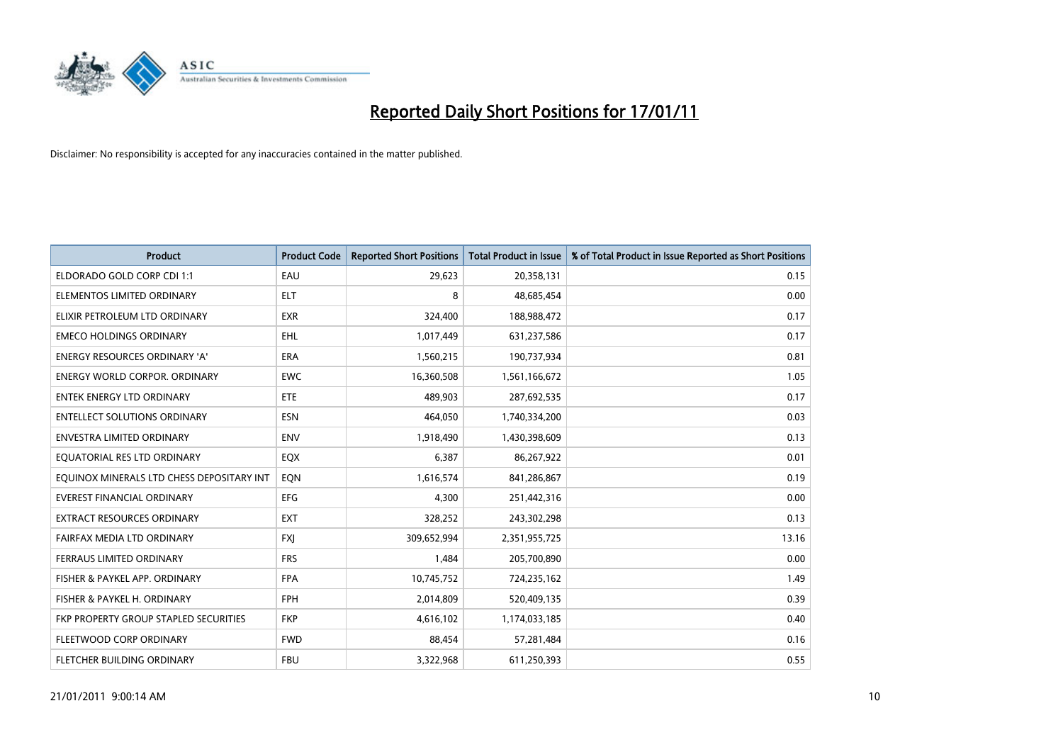# Reported Daily Short Positions for 17/01/11

Disclaimer: No responsibility is accepted for any inaccuracies contained in the matter published.

| Product | Product Code | Reported Short Positions | Total Product in Issue | % of Total Product in Issue Reported as Short Positions |
|---|---|---|---|---|
| ELDORADO GOLD CORP CDI 1:1 | EAU | 29,623 | 20,358,131 | 0.15 |
| ELEMENTOS LIMITED ORDINARY | ELT | 8 | 48,685,454 | 0.00 |
| ELIXIR PETROLEUM LTD ORDINARY | EXR | 324,400 | 188,988,472 | 0.17 |
| EMECO HOLDINGS ORDINARY | EHL | 1,017,449 | 631,237,586 | 0.17 |
| ENERGY RESOURCES ORDINARY 'A' | ERA | 1,560,215 | 190,737,934 | 0.81 |
| ENERGY WORLD CORPOR. ORDINARY | EWC | 16,360,508 | 1,561,166,672 | 1.05 |
| ENTEK ENERGY LTD ORDINARY | ETE | 489,903 | 287,692,535 | 0.17 |
| ENTELLECT SOLUTIONS ORDINARY | ESN | 464,050 | 1,740,334,200 | 0.03 |
| ENVESTRA LIMITED ORDINARY | ENV | 1,918,490 | 1,430,398,609 | 0.13 |
| EQUATORIAL RES LTD ORDINARY | EQX | 6,387 | 86,267,922 | 0.01 |
| EQUINOX MINERALS LTD CHESS DEPOSITARY INT | EQN | 1,616,574 | 841,286,867 | 0.19 |
| EVEREST FINANCIAL ORDINARY | EFG | 4,300 | 251,442,316 | 0.00 |
| EXTRACT RESOURCES ORDINARY | EXT | 328,252 | 243,302,298 | 0.13 |
| FAIRFAX MEDIA LTD ORDINARY | FXJ | 309,652,994 | 2,351,955,725 | 13.16 |
| FERRAUS LIMITED ORDINARY | FRS | 1,484 | 205,700,890 | 0.00 |
| FISHER & PAYKEL APP. ORDINARY | FPA | 10,745,752 | 724,235,162 | 1.49 |
| FISHER & PAYKEL H. ORDINARY | FPH | 2,014,809 | 520,409,135 | 0.39 |
| FKP PROPERTY GROUP STAPLED SECURITIES | FKP | 4,616,102 | 1,174,033,185 | 0.40 |
| FLEETWOOD CORP ORDINARY | FWD | 88,454 | 57,281,484 | 0.16 |
| FLETCHER BUILDING ORDINARY | FBU | 3,322,968 | 611,250,393 | 0.55 |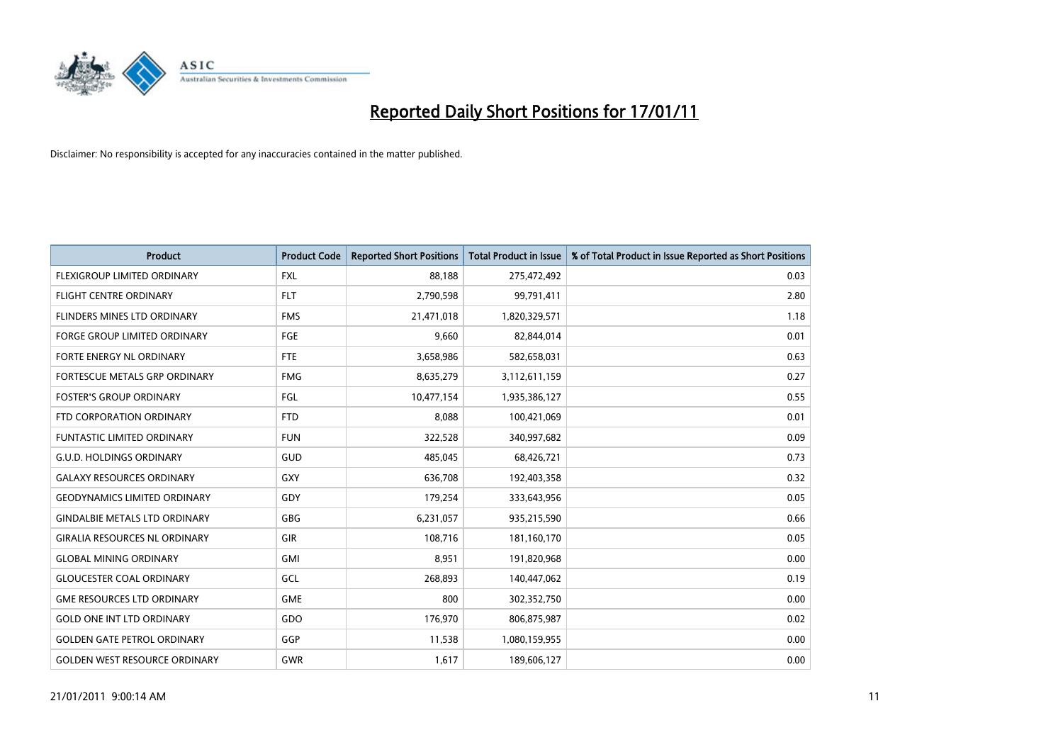# Reported Daily Short Positions for 17/01/11

Disclaimer: No responsibility is accepted for any inaccuracies contained in the matter published.

| Product | Product Code | Reported Short Positions | Total Product in Issue | % of Total Product in Issue Reported as Short Positions |
|---|---|---|---|---|
| FLEXIGROUP LIMITED ORDINARY | FXL | 88,188 | 275,472,492 | 0.03 |
| FLIGHT CENTRE ORDINARY | FLT | 2,790,598 | 99,791,411 | 2.80 |
| FLINDERS MINES LTD ORDINARY | FMS | 21,471,018 | 1,820,329,571 | 1.18 |
| FORGE GROUP LIMITED ORDINARY | FGE | 9,660 | 82,844,014 | 0.01 |
| FORTE ENERGY NL ORDINARY | FTE | 3,658,986 | 582,658,031 | 0.63 |
| FORTESCUE METALS GRP ORDINARY | FMG | 8,635,279 | 3,112,611,159 | 0.27 |
| FOSTER'S GROUP ORDINARY | FGL | 10,477,154 | 1,935,386,127 | 0.55 |
| FTD CORPORATION ORDINARY | FTD | 8,088 | 100,421,069 | 0.01 |
| FUNTASTIC LIMITED ORDINARY | FUN | 322,528 | 340,997,682 | 0.09 |
| G.U.D. HOLDINGS ORDINARY | GUD | 485,045 | 68,426,721 | 0.73 |
| GALAXY RESOURCES ORDINARY | GXY | 636,708 | 192,403,358 | 0.32 |
| GEODYNAMICS LIMITED ORDINARY | GDY | 179,254 | 333,643,956 | 0.05 |
| GINDALBIE METALS LTD ORDINARY | GBG | 6,231,057 | 935,215,590 | 0.66 |
| GIRALIA RESOURCES NL ORDINARY | GIR | 108,716 | 181,160,170 | 0.05 |
| GLOBAL MINING ORDINARY | GMI | 8,951 | 191,820,968 | 0.00 |
| GLOUCESTER COAL ORDINARY | GCL | 268,893 | 140,447,062 | 0.19 |
| GME RESOURCES LTD ORDINARY | GME | 800 | 302,352,750 | 0.00 |
| GOLD ONE INT LTD ORDINARY | GDO | 176,970 | 806,875,987 | 0.02 |
| GOLDEN GATE PETROL ORDINARY | GGP | 11,538 | 1,080,159,955 | 0.00 |
| GOLDEN WEST RESOURCE ORDINARY | GWR | 1,617 | 189,606,127 | 0.00 |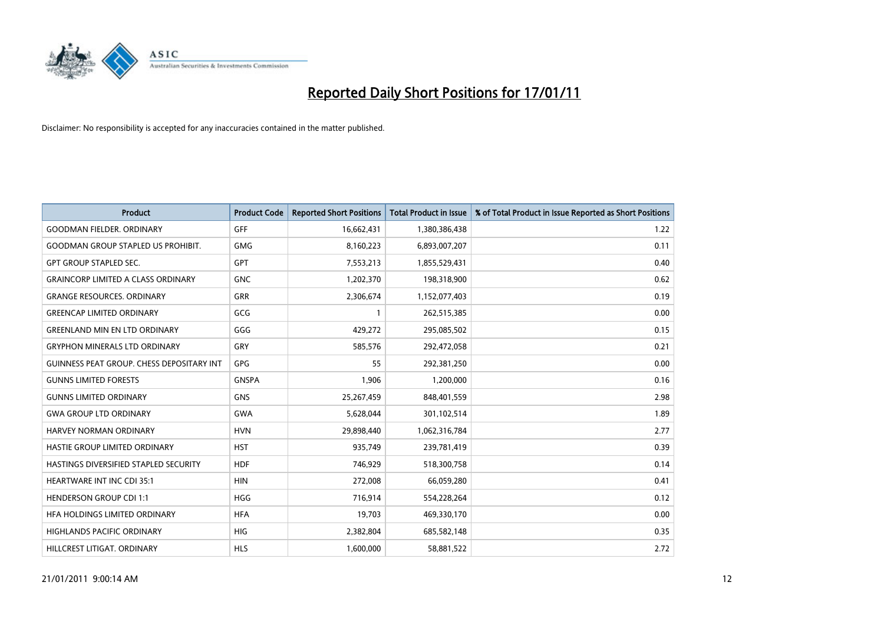# Reported Daily Short Positions for 17/01/11

Disclaimer: No responsibility is accepted for any inaccuracies contained in the matter published.

| Product | Product Code | Reported Short Positions | Total Product in Issue | % of Total Product in Issue Reported as Short Positions |
|---|---|---|---|---|
| GOODMAN FIELDER. ORDINARY | GFF | 16,662,431 | 1,380,386,438 | 1.22 |
| GOODMAN GROUP STAPLED US PROHIBIT. | GMG | 8,160,223 | 6,893,007,207 | 0.11 |
| GPT GROUP STAPLED SEC. | GPT | 7,553,213 | 1,855,529,431 | 0.40 |
| GRAINCORP LIMITED A CLASS ORDINARY | GNC | 1,202,370 | 198,318,900 | 0.62 |
| GRANGE RESOURCES. ORDINARY | GRR | 2,306,674 | 1,152,077,403 | 0.19 |
| GREENCAP LIMITED ORDINARY | GCG | 1 | 262,515,385 | 0.00 |
| GREENLAND MIN EN LTD ORDINARY | GGG | 429,272 | 295,085,502 | 0.15 |
| GRYPHON MINERALS LTD ORDINARY | GRY | 585,576 | 292,472,058 | 0.21 |
| GUINNESS PEAT GROUP. CHESS DEPOSITARY INT | GPG | 55 | 292,381,250 | 0.00 |
| GUNNS LIMITED FORESTS | GNSPA | 1,906 | 1,200,000 | 0.16 |
| GUNNS LIMITED ORDINARY | GNS | 25,267,459 | 848,401,559 | 2.98 |
| GWA GROUP LTD ORDINARY | GWA | 5,628,044 | 301,102,514 | 1.89 |
| HARVEY NORMAN ORDINARY | HVN | 29,898,440 | 1,062,316,784 | 2.77 |
| HASTIE GROUP LIMITED ORDINARY | HST | 935,749 | 239,781,419 | 0.39 |
| HASTINGS DIVERSIFIED STAPLED SECURITY | HDF | 746,929 | 518,300,758 | 0.14 |
| HEARTWARE INT INC CDI 35:1 | HIN | 272,008 | 66,059,280 | 0.41 |
| HENDERSON GROUP CDI 1:1 | HGG | 716,914 | 554,228,264 | 0.12 |
| HFA HOLDINGS LIMITED ORDINARY | HFA | 19,703 | 469,330,170 | 0.00 |
| HIGHLANDS PACIFIC ORDINARY | HIG | 2,382,804 | 685,582,148 | 0.35 |
| HILLCREST LITIGAT. ORDINARY | HLS | 1,600,000 | 58,881,522 | 2.72 |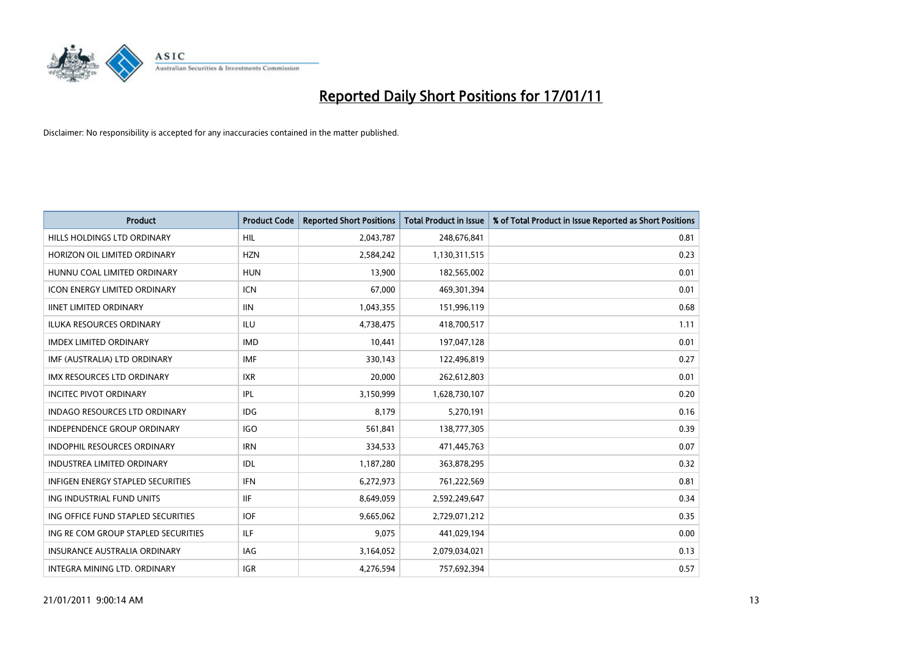# Reported Daily Short Positions for 17/01/11

Disclaimer: No responsibility is accepted for any inaccuracies contained in the matter published.

| Product | Product Code | Reported Short Positions | Total Product in Issue | % of Total Product in Issue Reported as Short Positions |
| --- | --- | --- | --- | --- |
| HILLS HOLDINGS LTD ORDINARY | HIL | 2,043,787 | 248,676,841 | 0.81 |
| HORIZON OIL LIMITED ORDINARY | HZN | 2,584,242 | 1,130,311,515 | 0.23 |
| HUNNU COAL LIMITED ORDINARY | HUN | 13,900 | 182,565,002 | 0.01 |
| ICON ENERGY LIMITED ORDINARY | ICN | 67,000 | 469,301,394 | 0.01 |
| IINET LIMITED ORDINARY | IIN | 1,043,355 | 151,996,119 | 0.68 |
| ILUKA RESOURCES ORDINARY | ILU | 4,738,475 | 418,700,517 | 1.11 |
| IMDEX LIMITED ORDINARY | IMD | 10,441 | 197,047,128 | 0.01 |
| IMF (AUSTRALIA) LTD ORDINARY | IMF | 330,143 | 122,496,819 | 0.27 |
| IMX RESOURCES LTD ORDINARY | IXR | 20,000 | 262,612,803 | 0.01 |
| INCITEC PIVOT ORDINARY | IPL | 3,150,999 | 1,628,730,107 | 0.20 |
| INDAGO RESOURCES LTD ORDINARY | IDG | 8,179 | 5,270,191 | 0.16 |
| INDEPENDENCE GROUP ORDINARY | IGO | 561,841 | 138,777,305 | 0.39 |
| INDOPHIL RESOURCES ORDINARY | IRN | 334,533 | 471,445,763 | 0.07 |
| INDUSTREA LIMITED ORDINARY | IDL | 1,187,280 | 363,878,295 | 0.32 |
| INFIGEN ENERGY STAPLED SECURITIES | IFN | 6,272,973 | 761,222,569 | 0.81 |
| ING INDUSTRIAL FUND UNITS | IIF | 8,649,059 | 2,592,249,647 | 0.34 |
| ING OFFICE FUND STAPLED SECURITIES | IOF | 9,665,062 | 2,729,071,212 | 0.35 |
| ING RE COM GROUP STAPLED SECURITIES | ILF | 9,075 | 441,029,194 | 0.00 |
| INSURANCE AUSTRALIA ORDINARY | IAG | 3,164,052 | 2,079,034,021 | 0.13 |
| INTEGRA MINING LTD. ORDINARY | IGR | 4,276,594 | 757,692,394 | 0.57 |

21/01/2011 9:00:14 AM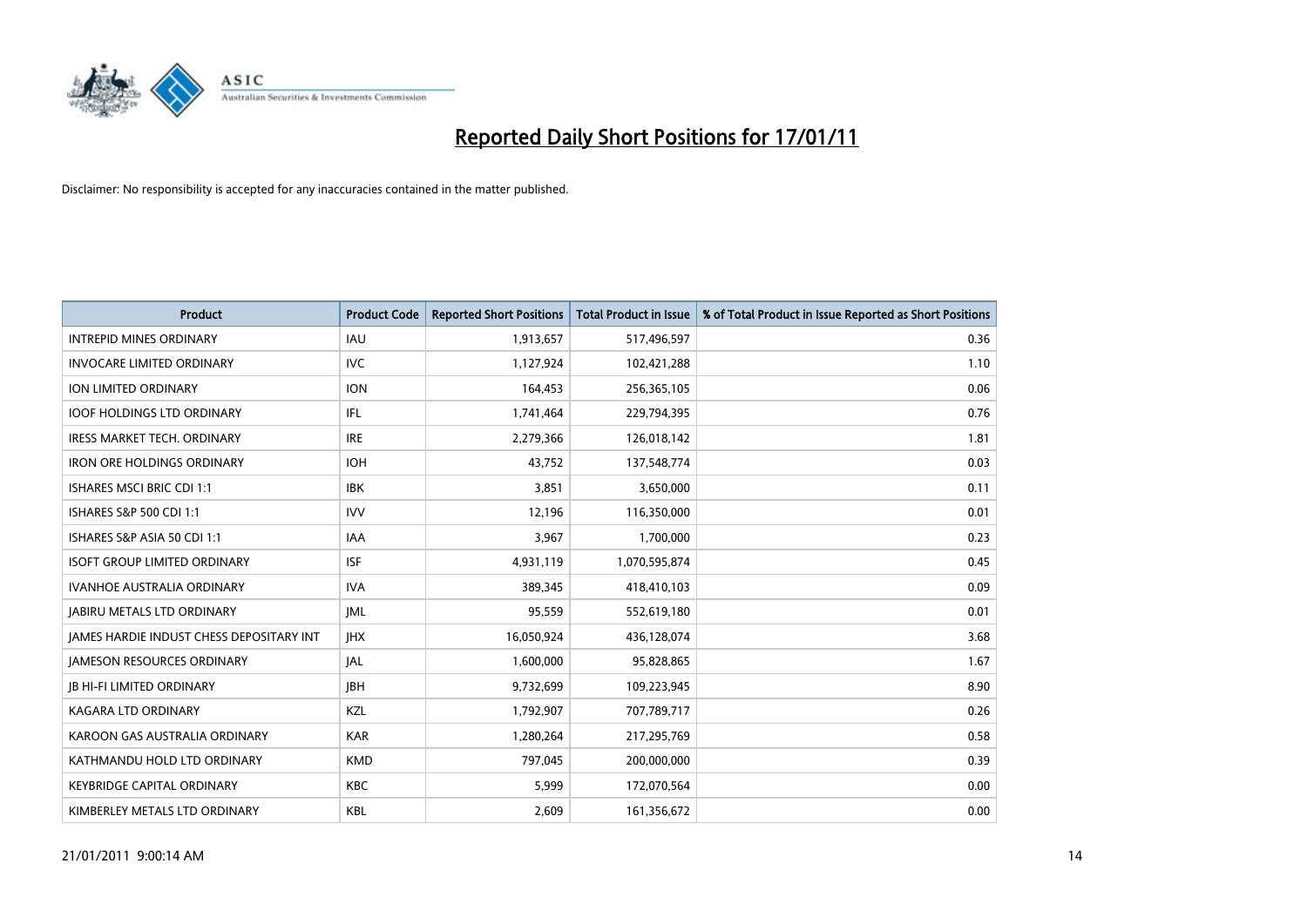# Reported Daily Short Positions for 17/01/11

Disclaimer: No responsibility is accepted for any inaccuracies contained in the matter published.

| Product | Product Code | Reported Short Positions | Total Product in Issue | % of Total Product in Issue Reported as Short Positions |
|---|---|---|---|---|
| INTREPID MINES ORDINARY | IAU | 1,913,657 | 517,496,597 | 0.36 |
| INVOCARE LIMITED ORDINARY | IVC | 1,127,924 | 102,421,288 | 1.10 |
| ION LIMITED ORDINARY | ION | 164,453 | 256,365,105 | 0.06 |
| IOOF HOLDINGS LTD ORDINARY | IFL | 1,741,464 | 229,794,395 | 0.76 |
| IRESS MARKET TECH. ORDINARY | IRE | 2,279,366 | 126,018,142 | 1.81 |
| IRON ORE HOLDINGS ORDINARY | IOH | 43,752 | 137,548,774 | 0.03 |
| ISHARES MSCI BRIC CDI 1:1 | IBK | 3,851 | 3,650,000 | 0.11 |
| ISHARES S&P 500 CDI 1:1 | IVV | 12,196 | 116,350,000 | 0.01 |
| ISHARES S&P ASIA 50 CDI 1:1 | IAA | 3,967 | 1,700,000 | 0.23 |
| ISOFT GROUP LIMITED ORDINARY | ISF | 4,931,119 | 1,070,595,874 | 0.45 |
| IVANHOE AUSTRALIA ORDINARY | IVA | 389,345 | 418,410,103 | 0.09 |
| JABIRU METALS LTD ORDINARY | JML | 95,559 | 552,619,180 | 0.01 |
| JAMES HARDIE INDUST CHESS DEPOSITARY INT | JHX | 16,050,924 | 436,128,074 | 3.68 |
| JAMESON RESOURCES ORDINARY | JAL | 1,600,000 | 95,828,865 | 1.67 |
| JB HI-FI LIMITED ORDINARY | JBH | 9,732,699 | 109,223,945 | 8.90 |
| KAGARA LTD ORDINARY | KZL | 1,792,907 | 707,789,717 | 0.26 |
| KAROON GAS AUSTRALIA ORDINARY | KAR | 1,280,264 | 217,295,769 | 0.58 |
| KATHMANDU HOLD LTD ORDINARY | KMD | 797,045 | 200,000,000 | 0.39 |
| KEYBRIDGE CAPITAL ORDINARY | KBC | 5,999 | 172,070,564 | 0.00 |
| KIMBERLEY METALS LTD ORDINARY | KBL | 2,609 | 161,356,672 | 0.00 |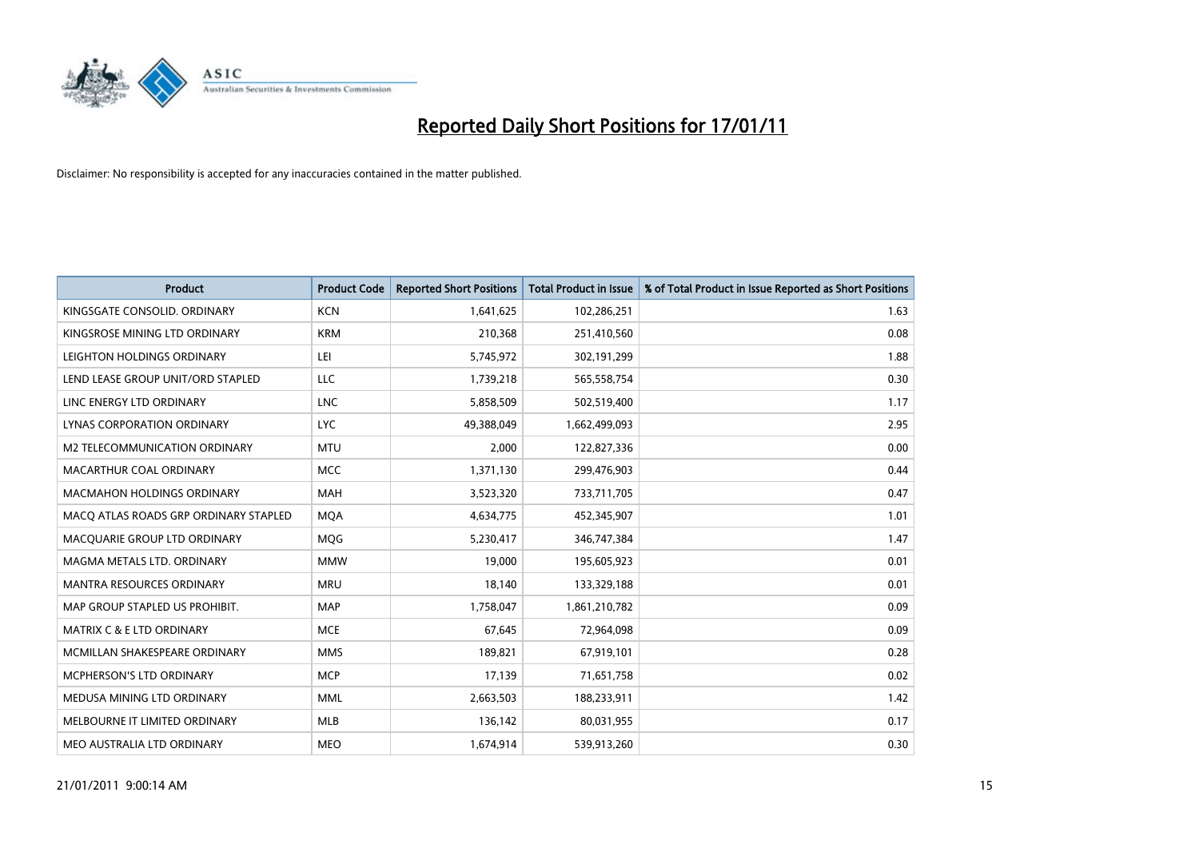# Reported Daily Short Positions for 17/01/11

Disclaimer: No responsibility is accepted for any inaccuracies contained in the matter published.

| Product | Product Code | Reported Short Positions | Total Product in Issue | % of Total Product in Issue Reported as Short Positions |
|---|---|---|---|---|
| KINGSGATE CONSOLID. ORDINARY | KCN | 1,641,625 | 102,286,251 | 1.63 |
| KINGSROSE MINING LTD ORDINARY | KRM | 210,368 | 251,410,560 | 0.08 |
| LEIGHTON HOLDINGS ORDINARY | LEI | 5,745,972 | 302,191,299 | 1.88 |
| LEND LEASE GROUP UNIT/ORD STAPLED | LLC | 1,739,218 | 565,558,754 | 0.30 |
| LINC ENERGY LTD ORDINARY | LNC | 5,858,509 | 502,519,400 | 1.17 |
| LYNAS CORPORATION ORDINARY | LYC | 49,388,049 | 1,662,499,093 | 2.95 |
| M2 TELECOMMUNICATION ORDINARY | MTU | 2,000 | 122,827,336 | 0.00 |
| MACARTHUR COAL ORDINARY | MCC | 1,371,130 | 299,476,903 | 0.44 |
| MACMAHON HOLDINGS ORDINARY | MAH | 3,523,320 | 733,711,705 | 0.47 |
| MACQ ATLAS ROADS GRP ORDINARY STAPLED | MQA | 4,634,775 | 452,345,907 | 1.01 |
| MACQUARIE GROUP LTD ORDINARY | MQG | 5,230,417 | 346,747,384 | 1.47 |
| MAGMA METALS LTD. ORDINARY | MMW | 19,000 | 195,605,923 | 0.01 |
| MANTRA RESOURCES ORDINARY | MRU | 18,140 | 133,329,188 | 0.01 |
| MAP GROUP STAPLED US PROHIBIT. | MAP | 1,758,047 | 1,861,210,782 | 0.09 |
| MATRIX C & E LTD ORDINARY | MCE | 67,645 | 72,964,098 | 0.09 |
| MCMILLAN SHAKESPEARE ORDINARY | MMS | 189,821 | 67,919,101 | 0.28 |
| MCPHERSON'S LTD ORDINARY | MCP | 17,139 | 71,651,758 | 0.02 |
| MEDUSA MINING LTD ORDINARY | MML | 2,663,503 | 188,233,911 | 1.42 |
| MELBOURNE IT LIMITED ORDINARY | MLB | 136,142 | 80,031,955 | 0.17 |
| MEO AUSTRALIA LTD ORDINARY | MEO | 1,674,914 | 539,913,260 | 0.30 |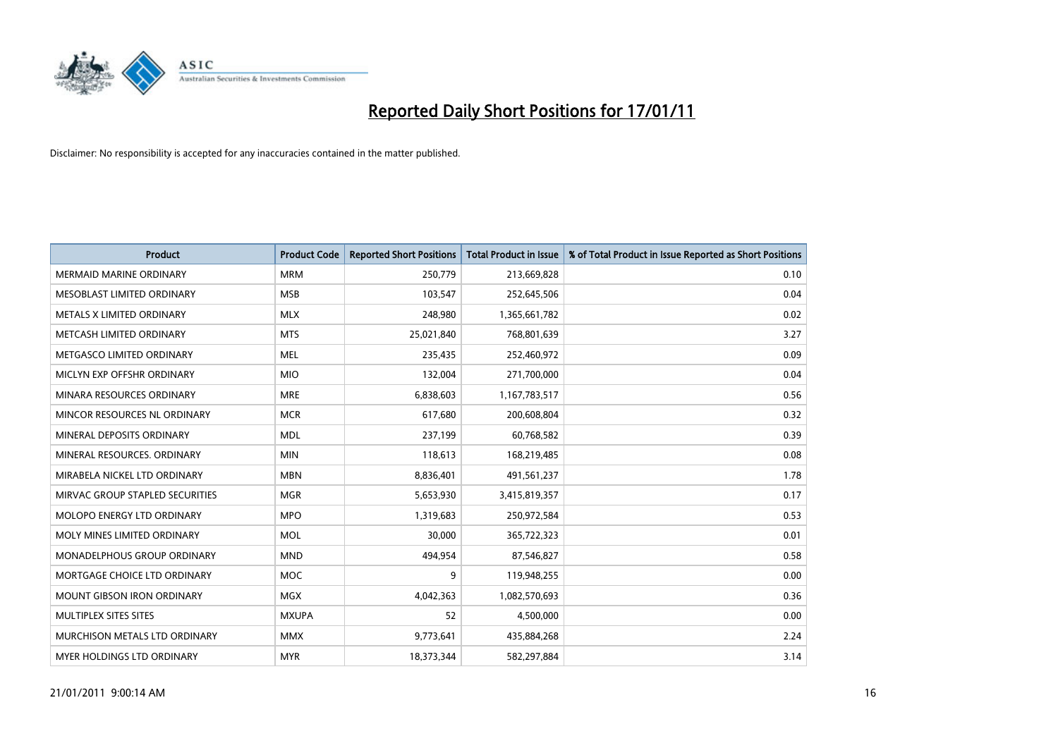# Reported Daily Short Positions for 17/01/11

Disclaimer: No responsibility is accepted for any inaccuracies contained in the matter published.

| Product | Product Code | Reported Short Positions | Total Product in Issue | % of Total Product in Issue Reported as Short Positions |
|---|---|---|---|---|
| MERMAID MARINE ORDINARY | MRM | 250,779 | 213,669,828 | 0.10 |
| MESOBLAST LIMITED ORDINARY | MSB | 103,547 | 252,645,506 | 0.04 |
| METALS X LIMITED ORDINARY | MLX | 248,980 | 1,365,661,782 | 0.02 |
| METCASH LIMITED ORDINARY | MTS | 25,021,840 | 768,801,639 | 3.27 |
| METGASCO LIMITED ORDINARY | MEL | 235,435 | 252,460,972 | 0.09 |
| MICLYN EXP OFFSHR ORDINARY | MIO | 132,004 | 271,700,000 | 0.04 |
| MINARA RESOURCES ORDINARY | MRE | 6,838,603 | 1,167,783,517 | 0.56 |
| MINCOR RESOURCES NL ORDINARY | MCR | 617,680 | 200,608,804 | 0.32 |
| MINERAL DEPOSITS ORDINARY | MDL | 237,199 | 60,768,582 | 0.39 |
| MINERAL RESOURCES. ORDINARY | MIN | 118,613 | 168,219,485 | 0.08 |
| MIRABELA NICKEL LTD ORDINARY | MBN | 8,836,401 | 491,561,237 | 1.78 |
| MIRVAC GROUP STAPLED SECURITIES | MGR | 5,653,930 | 3,415,819,357 | 0.17 |
| MOLOPO ENERGY LTD ORDINARY | MPO | 1,319,683 | 250,972,584 | 0.53 |
| MOLY MINES LIMITED ORDINARY | MOL | 30,000 | 365,722,323 | 0.01 |
| MONADELPHOUS GROUP ORDINARY | MND | 494,954 | 87,546,827 | 0.58 |
| MORTGAGE CHOICE LTD ORDINARY | MOC | 9 | 119,948,255 | 0.00 |
| MOUNT GIBSON IRON ORDINARY | MGX | 4,042,363 | 1,082,570,693 | 0.36 |
| MULTIPLEX SITES SITES | MXUPA | 52 | 4,500,000 | 0.00 |
| MURCHISON METALS LTD ORDINARY | MMX | 9,773,641 | 435,884,268 | 2.24 |
| MYER HOLDINGS LTD ORDINARY | MYR | 18,373,344 | 582,297,884 | 3.14 |

21/01/2011 9:00:14 AM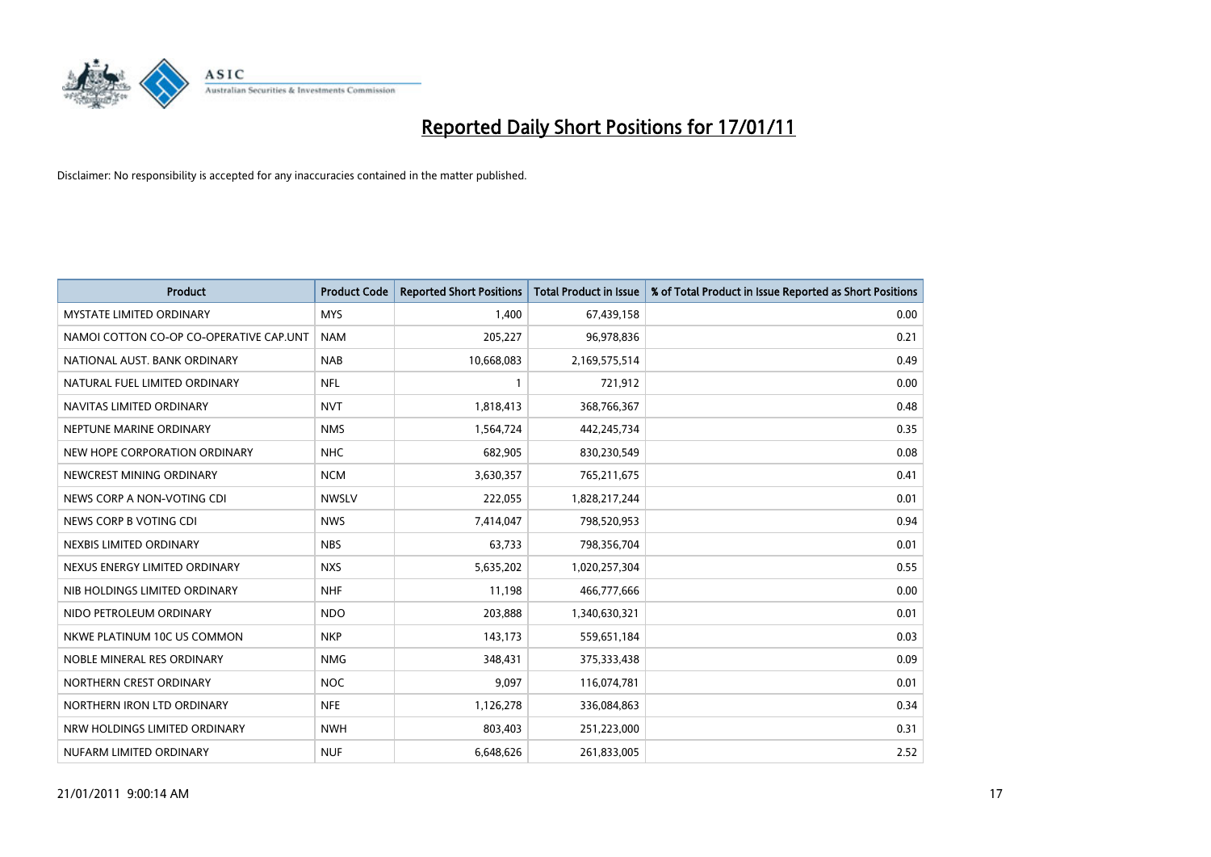# Reported Daily Short Positions for 17/01/11

Disclaimer: No responsibility is accepted for any inaccuracies contained in the matter published.

| Product | Product Code | Reported Short Positions | Total Product in Issue | % of Total Product in Issue Reported as Short Positions |
|---|---|---|---|---|
| MYSTATE LIMITED ORDINARY | MYS | 1,400 | 67,439,158 | 0.00 |
| NAMOI COTTON CO-OP CO-OPERATIVE CAP.UNT | NAM | 205,227 | 96,978,836 | 0.21 |
| NATIONAL AUST. BANK ORDINARY | NAB | 10,668,083 | 2,169,575,514 | 0.49 |
| NATURAL FUEL LIMITED ORDINARY | NFL | 1 | 721,912 | 0.00 |
| NAVITAS LIMITED ORDINARY | NVT | 1,818,413 | 368,766,367 | 0.48 |
| NEPTUNE MARINE ORDINARY | NMS | 1,564,724 | 442,245,734 | 0.35 |
| NEW HOPE CORPORATION ORDINARY | NHC | 682,905 | 830,230,549 | 0.08 |
| NEWCREST MINING ORDINARY | NCM | 3,630,357 | 765,211,675 | 0.41 |
| NEWS CORP A NON-VOTING CDI | NWSLV | 222,055 | 1,828,217,244 | 0.01 |
| NEWS CORP B VOTING CDI | NWS | 7,414,047 | 798,520,953 | 0.94 |
| NEXBIS LIMITED ORDINARY | NBS | 63,733 | 798,356,704 | 0.01 |
| NEXUS ENERGY LIMITED ORDINARY | NXS | 5,635,202 | 1,020,257,304 | 0.55 |
| NIB HOLDINGS LIMITED ORDINARY | NHF | 11,198 | 466,777,666 | 0.00 |
| NIDO PETROLEUM ORDINARY | NDO | 203,888 | 1,340,630,321 | 0.01 |
| NKWE PLATINUM 10C US COMMON | NKP | 143,173 | 559,651,184 | 0.03 |
| NOBLE MINERAL RES ORDINARY | NMG | 348,431 | 375,333,438 | 0.09 |
| NORTHERN CREST ORDINARY | NOC | 9,097 | 116,074,781 | 0.01 |
| NORTHERN IRON LTD ORDINARY | NFE | 1,126,278 | 336,084,863 | 0.34 |
| NRW HOLDINGS LIMITED ORDINARY | NWH | 803,403 | 251,223,000 | 0.31 |
| NUFARM LIMITED ORDINARY | NUF | 6,648,626 | 261,833,005 | 2.52 |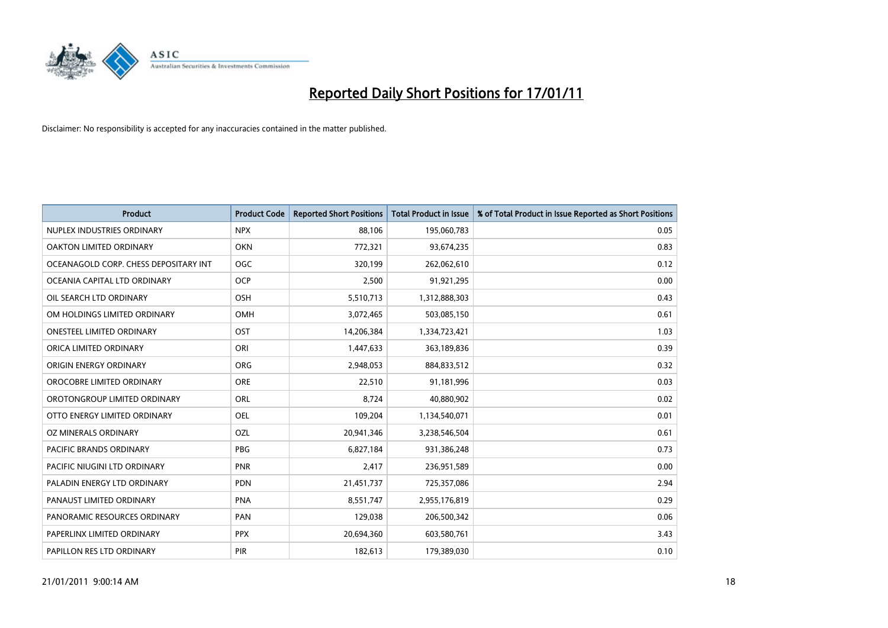# Reported Daily Short Positions for 17/01/11

Disclaimer: No responsibility is accepted for any inaccuracies contained in the matter published.

| Product | Product Code | Reported Short Positions | Total Product in Issue | % of Total Product in Issue Reported as Short Positions |
|---|---|---|---|---|
| NUPLEX INDUSTRIES ORDINARY | NPX | 88,106 | 195,060,783 | 0.05 |
| OAKTON LIMITED ORDINARY | OKN | 772,321 | 93,674,235 | 0.83 |
| OCEANAGOLD CORP. CHESS DEPOSITARY INT | OGC | 320,199 | 262,062,610 | 0.12 |
| OCEANIA CAPITAL LTD ORDINARY | OCP | 2,500 | 91,921,295 | 0.00 |
| OIL SEARCH LTD ORDINARY | OSH | 5,510,713 | 1,312,888,303 | 0.43 |
| OM HOLDINGS LIMITED ORDINARY | OMH | 3,072,465 | 503,085,150 | 0.61 |
| ONESTEEL LIMITED ORDINARY | OST | 14,206,384 | 1,334,723,421 | 1.03 |
| ORICA LIMITED ORDINARY | ORI | 1,447,633 | 363,189,836 | 0.39 |
| ORIGIN ENERGY ORDINARY | ORG | 2,948,053 | 884,833,512 | 0.32 |
| OROCOBRE LIMITED ORDINARY | ORE | 22,510 | 91,181,996 | 0.03 |
| OROTONGROUP LIMITED ORDINARY | ORL | 8,724 | 40,880,902 | 0.02 |
| OTTO ENERGY LIMITED ORDINARY | OEL | 109,204 | 1,134,540,071 | 0.01 |
| OZ MINERALS ORDINARY | OZL | 20,941,346 | 3,238,546,504 | 0.61 |
| PACIFIC BRANDS ORDINARY | PBG | 6,827,184 | 931,386,248 | 0.73 |
| PACIFIC NIUGINI LTD ORDINARY | PNR | 2,417 | 236,951,589 | 0.00 |
| PALADIN ENERGY LTD ORDINARY | PDN | 21,451,737 | 725,357,086 | 2.94 |
| PANAUST LIMITED ORDINARY | PNA | 8,551,747 | 2,955,176,819 | 0.29 |
| PANORAMIC RESOURCES ORDINARY | PAN | 129,038 | 206,500,342 | 0.06 |
| PAPERLINX LIMITED ORDINARY | PPX | 20,694,360 | 603,580,761 | 3.43 |
| PAPILLON RES LTD ORDINARY | PIR | 182,613 | 179,389,030 | 0.10 |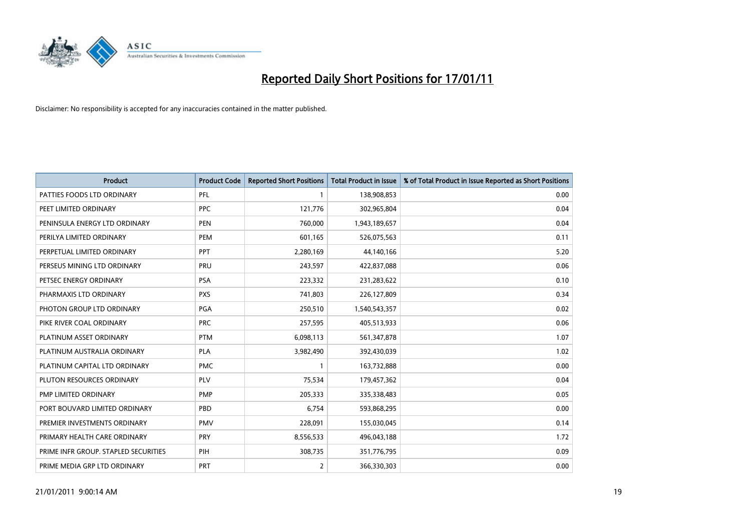# Reported Daily Short Positions for 17/01/11

Disclaimer: No responsibility is accepted for any inaccuracies contained in the matter published.

| Product | Product Code | Reported Short Positions | Total Product in Issue | % of Total Product in Issue Reported as Short Positions |
| --- | --- | --- | --- | --- |
| PATTIES FOODS LTD ORDINARY | PFL | 1 | 138,908,853 | 0.00 |
| PEET LIMITED ORDINARY | PPC | 121,776 | 302,965,804 | 0.04 |
| PENINSULA ENERGY LTD ORDINARY | PEN | 760,000 | 1,943,189,657 | 0.04 |
| PERILYA LIMITED ORDINARY | PEM | 601,165 | 526,075,563 | 0.11 |
| PERPETUAL LIMITED ORDINARY | PPT | 2,280,169 | 44,140,166 | 5.20 |
| PERSEUS MINING LTD ORDINARY | PRU | 243,597 | 422,837,088 | 0.06 |
| PETSEC ENERGY ORDINARY | PSA | 223,332 | 231,283,622 | 0.10 |
| PHARMAXIS LTD ORDINARY | PXS | 741,803 | 226,127,809 | 0.34 |
| PHOTON GROUP LTD ORDINARY | PGA | 250,510 | 1,540,543,357 | 0.02 |
| PIKE RIVER COAL ORDINARY | PRC | 257,595 | 405,513,933 | 0.06 |
| PLATINUM ASSET ORDINARY | PTM | 6,098,113 | 561,347,878 | 1.07 |
| PLATINUM AUSTRALIA ORDINARY | PLA | 3,982,490 | 392,430,039 | 1.02 |
| PLATINUM CAPITAL LTD ORDINARY | PMC | 1 | 163,732,888 | 0.00 |
| PLUTON RESOURCES ORDINARY | PLV | 75,534 | 179,457,362 | 0.04 |
| PMP LIMITED ORDINARY | PMP | 205,333 | 335,338,483 | 0.05 |
| PORT BOUVARD LIMITED ORDINARY | PBD | 6,754 | 593,868,295 | 0.00 |
| PREMIER INVESTMENTS ORDINARY | PMV | 228,091 | 155,030,045 | 0.14 |
| PRIMARY HEALTH CARE ORDINARY | PRY | 8,556,533 | 496,043,188 | 1.72 |
| PRIME INFR GROUP. STAPLED SECURITIES | PIH | 308,735 | 351,776,795 | 0.09 |
| PRIME MEDIA GRP LTD ORDINARY | PRT | 2 | 366,330,303 | 0.00 |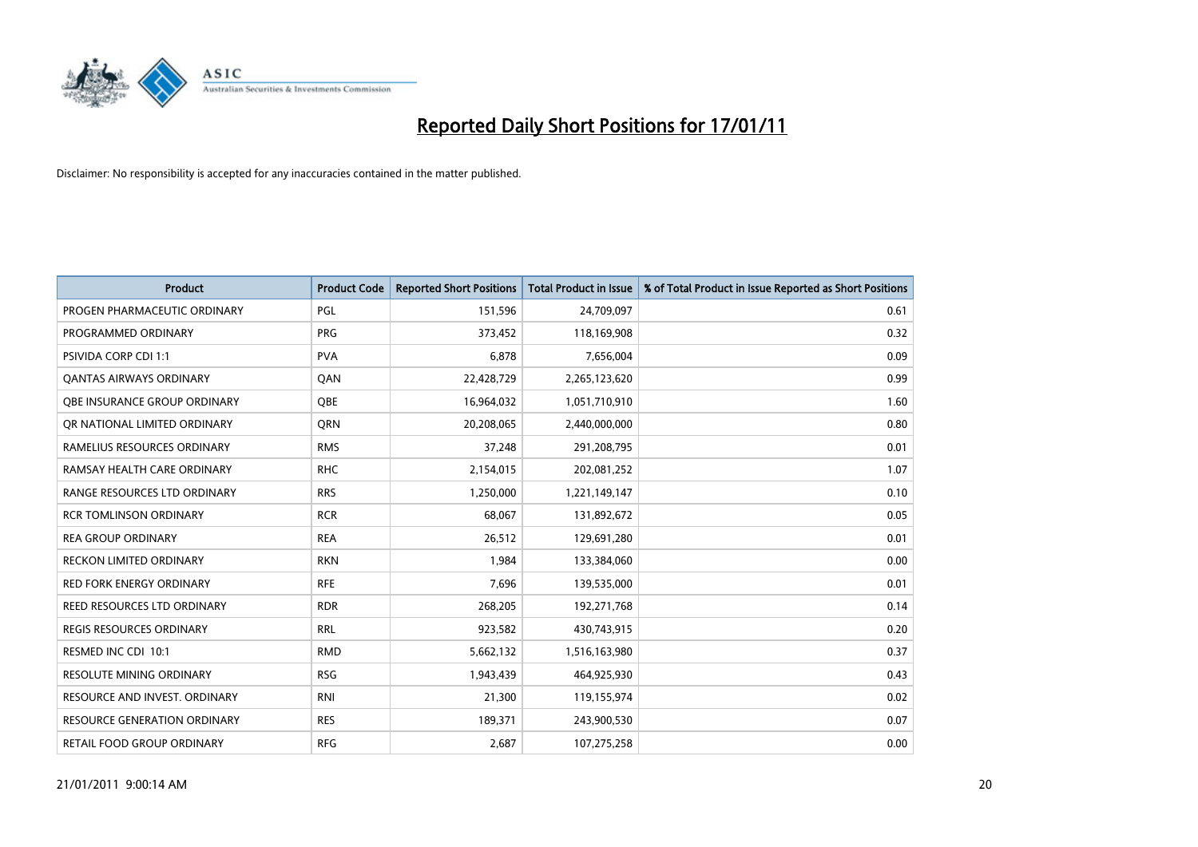# Reported Daily Short Positions for 17/01/11

Disclaimer: No responsibility is accepted for any inaccuracies contained in the matter published.

| Product | Product Code | Reported Short Positions | Total Product in Issue | % of Total Product in Issue Reported as Short Positions |
|---|---|---|---|---|
| PROGEN PHARMACEUTIC ORDINARY | PGL | 151,596 | 24,709,097 | 0.61 |
| PROGRAMMED ORDINARY | PRG | 373,452 | 118,169,908 | 0.32 |
| PSIVIDA CORP CDI 1:1 | PVA | 6,878 | 7,656,004 | 0.09 |
| QANTAS AIRWAYS ORDINARY | QAN | 22,428,729 | 2,265,123,620 | 0.99 |
| QBE INSURANCE GROUP ORDINARY | QBE | 16,964,032 | 1,051,710,910 | 1.60 |
| QR NATIONAL LIMITED ORDINARY | QRN | 20,208,065 | 2,440,000,000 | 0.80 |
| RAMELIUS RESOURCES ORDINARY | RMS | 37,248 | 291,208,795 | 0.01 |
| RAMSAY HEALTH CARE ORDINARY | RHC | 2,154,015 | 202,081,252 | 1.07 |
| RANGE RESOURCES LTD ORDINARY | RRS | 1,250,000 | 1,221,149,147 | 0.10 |
| RCR TOMLINSON ORDINARY | RCR | 68,067 | 131,892,672 | 0.05 |
| REA GROUP ORDINARY | REA | 26,512 | 129,691,280 | 0.01 |
| RECKON LIMITED ORDINARY | RKN | 1,984 | 133,384,060 | 0.00 |
| RED FORK ENERGY ORDINARY | RFE | 7,696 | 139,535,000 | 0.01 |
| REED RESOURCES LTD ORDINARY | RDR | 268,205 | 192,271,768 | 0.14 |
| REGIS RESOURCES ORDINARY | RRL | 923,582 | 430,743,915 | 0.20 |
| RESMED INC CDI 10:1 | RMD | 5,662,132 | 1,516,163,980 | 0.37 |
| RESOLUTE MINING ORDINARY | RSG | 1,943,439 | 464,925,930 | 0.43 |
| RESOURCE AND INVEST. ORDINARY | RNI | 21,300 | 119,155,974 | 0.02 |
| RESOURCE GENERATION ORDINARY | RES | 189,371 | 243,900,530 | 0.07 |
| RETAIL FOOD GROUP ORDINARY | RFG | 2,687 | 107,275,258 | 0.00 |

21/01/2011 9:00:14 AM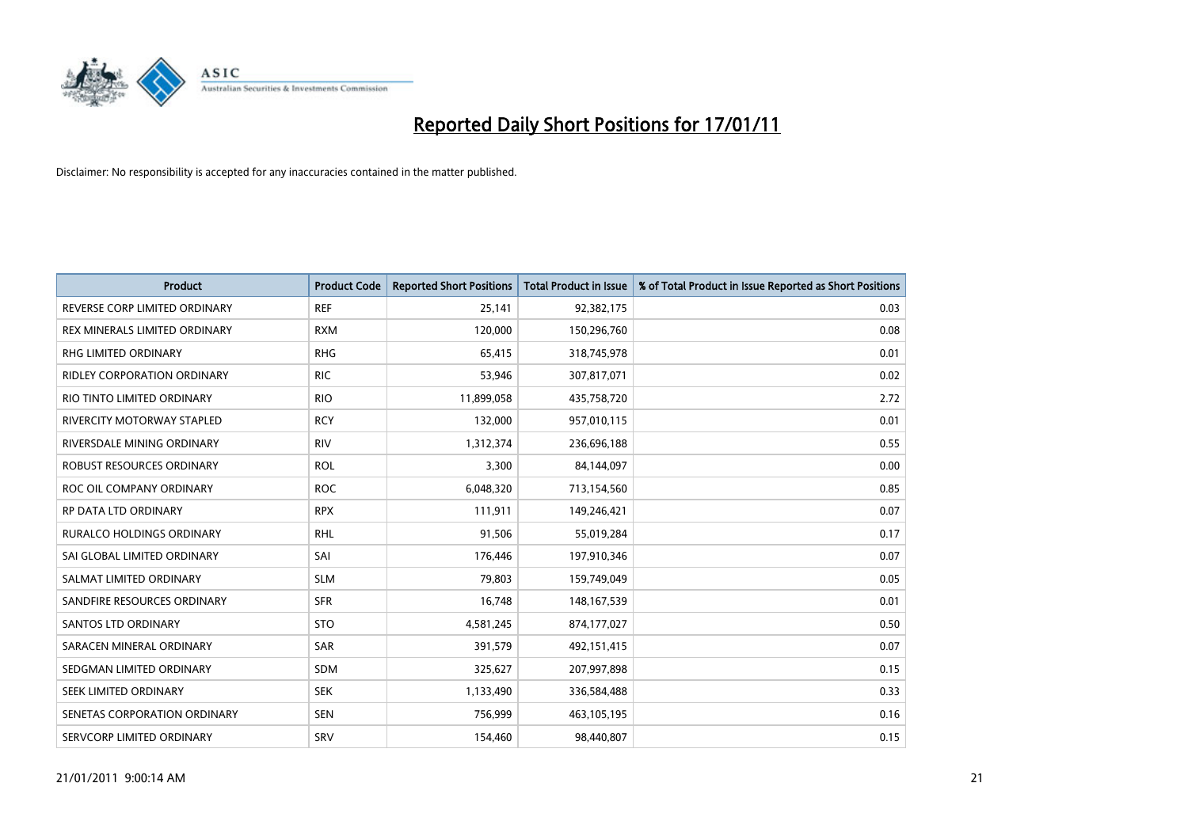# Reported Daily Short Positions for 17/01/11

Disclaimer: No responsibility is accepted for any inaccuracies contained in the matter published.

| Product | Product Code | Reported Short Positions | Total Product in Issue | % of Total Product in Issue Reported as Short Positions |
|---|---|---|---|---|
| REVERSE CORP LIMITED ORDINARY | REF | 25,141 | 92,382,175 | 0.03 |
| REX MINERALS LIMITED ORDINARY | RXM | 120,000 | 150,296,760 | 0.08 |
| RHG LIMITED ORDINARY | RHG | 65,415 | 318,745,978 | 0.01 |
| RIDLEY CORPORATION ORDINARY | RIC | 53,946 | 307,817,071 | 0.02 |
| RIO TINTO LIMITED ORDINARY | RIO | 11,899,058 | 435,758,720 | 2.72 |
| RIVERCITY MOTORWAY STAPLED | RCY | 132,000 | 957,010,115 | 0.01 |
| RIVERSDALE MINING ORDINARY | RIV | 1,312,374 | 236,696,188 | 0.55 |
| ROBUST RESOURCES ORDINARY | ROL | 3,300 | 84,144,097 | 0.00 |
| ROC OIL COMPANY ORDINARY | ROC | 6,048,320 | 713,154,560 | 0.85 |
| RP DATA LTD ORDINARY | RPX | 111,911 | 149,246,421 | 0.07 |
| RURALCO HOLDINGS ORDINARY | RHL | 91,506 | 55,019,284 | 0.17 |
| SAI GLOBAL LIMITED ORDINARY | SAI | 176,446 | 197,910,346 | 0.07 |
| SALMAT LIMITED ORDINARY | SLM | 79,803 | 159,749,049 | 0.05 |
| SANDFIRE RESOURCES ORDINARY | SFR | 16,748 | 148,167,539 | 0.01 |
| SANTOS LTD ORDINARY | STO | 4,581,245 | 874,177,027 | 0.50 |
| SARACEN MINERAL ORDINARY | SAR | 391,579 | 492,151,415 | 0.07 |
| SEDGMAN LIMITED ORDINARY | SDM | 325,627 | 207,997,898 | 0.15 |
| SEEK LIMITED ORDINARY | SEK | 1,133,490 | 336,584,488 | 0.33 |
| SENETAS CORPORATION ORDINARY | SEN | 756,999 | 463,105,195 | 0.16 |
| SERVCORP LIMITED ORDINARY | SRV | 154,460 | 98,440,807 | 0.15 |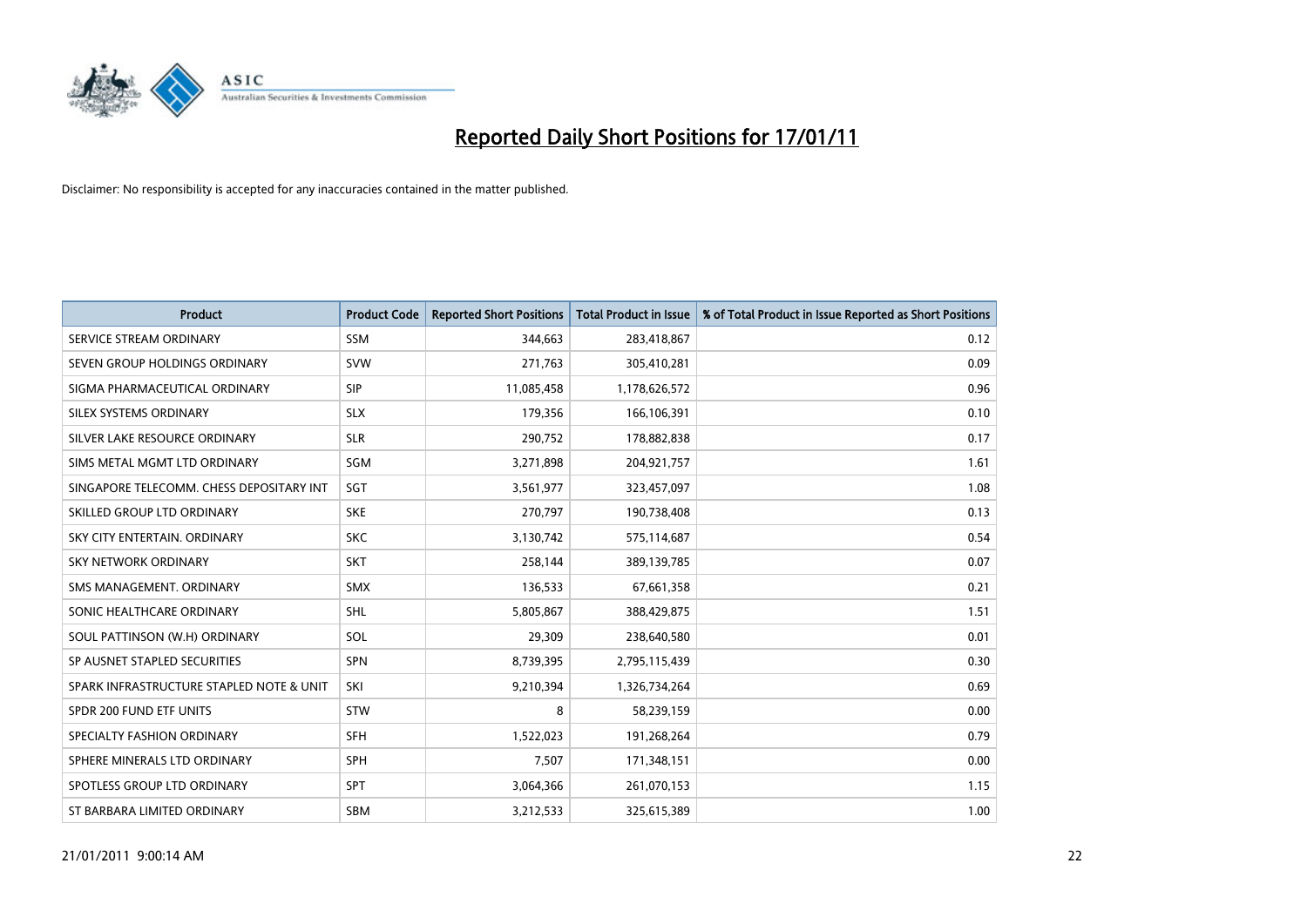# Reported Daily Short Positions for 17/01/11

Disclaimer: No responsibility is accepted for any inaccuracies contained in the matter published.

| Product | Product Code | Reported Short Positions | Total Product in Issue | % of Total Product in Issue Reported as Short Positions |
|---|---|---|---|---|
| SERVICE STREAM ORDINARY | SSM | 344,663 | 283,418,867 | 0.12 |
| SEVEN GROUP HOLDINGS ORDINARY | SVW | 271,763 | 305,410,281 | 0.09 |
| SIGMA PHARMACEUTICAL ORDINARY | SIP | 11,085,458 | 1,178,626,572 | 0.96 |
| SILEX SYSTEMS ORDINARY | SLX | 179,356 | 166,106,391 | 0.10 |
| SILVER LAKE RESOURCE ORDINARY | SLR | 290,752 | 178,882,838 | 0.17 |
| SIMS METAL MGMT LTD ORDINARY | SGM | 3,271,898 | 204,921,757 | 1.61 |
| SINGAPORE TELECOMM. CHESS DEPOSITARY INT | SGT | 3,561,977 | 323,457,097 | 1.08 |
| SKILLED GROUP LTD ORDINARY | SKE | 270,797 | 190,738,408 | 0.13 |
| SKY CITY ENTERTAIN. ORDINARY | SKC | 3,130,742 | 575,114,687 | 0.54 |
| SKY NETWORK ORDINARY | SKT | 258,144 | 389,139,785 | 0.07 |
| SMS MANAGEMENT. ORDINARY | SMX | 136,533 | 67,661,358 | 0.21 |
| SONIC HEALTHCARE ORDINARY | SHL | 5,805,867 | 388,429,875 | 1.51 |
| SOUL PATTINSON (W.H) ORDINARY | SOL | 29,309 | 238,640,580 | 0.01 |
| SP AUSNET STAPLED SECURITIES | SPN | 8,739,395 | 2,795,115,439 | 0.30 |
| SPARK INFRASTRUCTURE STAPLED NOTE & UNIT | SKI | 9,210,394 | 1,326,734,264 | 0.69 |
| SPDR 200 FUND ETF UNITS | STW | 8 | 58,239,159 | 0.00 |
| SPECIALTY FASHION ORDINARY | SFH | 1,522,023 | 191,268,264 | 0.79 |
| SPHERE MINERALS LTD ORDINARY | SPH | 7,507 | 171,348,151 | 0.00 |
| SPOTLESS GROUP LTD ORDINARY | SPT | 3,064,366 | 261,070,153 | 1.15 |
| ST BARBARA LIMITED ORDINARY | SBM | 3,212,533 | 325,615,389 | 1.00 |

21/01/2011 9:00:14 AM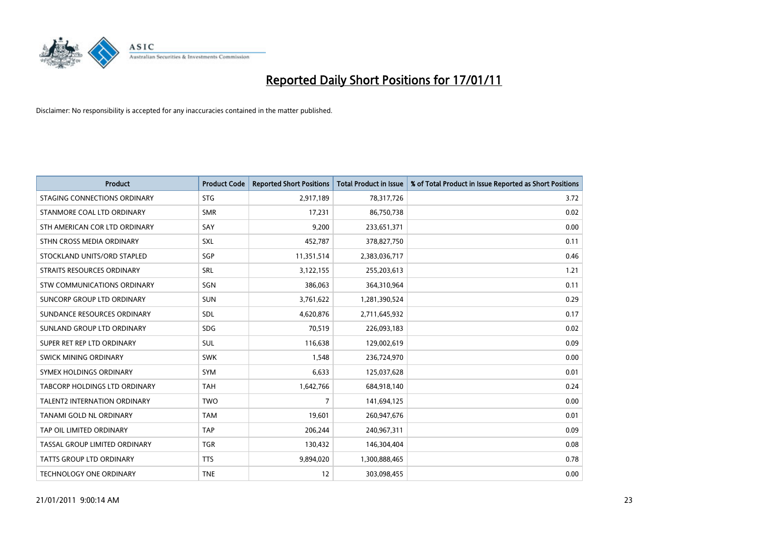# Reported Daily Short Positions for 17/01/11

Disclaimer: No responsibility is accepted for any inaccuracies contained in the matter published.

| Product | Product Code | Reported Short Positions | Total Product in Issue | % of Total Product in Issue Reported as Short Positions |
|---|---|---|---|---|
| STAGING CONNECTIONS ORDINARY | STG | 2,917,189 | 78,317,726 | 3.72 |
| STANMORE COAL LTD ORDINARY | SMR | 17,231 | 86,750,738 | 0.02 |
| STH AMERICAN COR LTD ORDINARY | SAY | 9,200 | 233,651,371 | 0.00 |
| STHN CROSS MEDIA ORDINARY | SXL | 452,787 | 378,827,750 | 0.11 |
| STOCKLAND UNITS/ORD STAPLED | SGP | 11,351,514 | 2,383,036,717 | 0.46 |
| STRAITS RESOURCES ORDINARY | SRL | 3,122,155 | 255,203,613 | 1.21 |
| STW COMMUNICATIONS ORDINARY | SGN | 386,063 | 364,310,964 | 0.11 |
| SUNCORP GROUP LTD ORDINARY | SUN | 3,761,622 | 1,281,390,524 | 0.29 |
| SUNDANCE RESOURCES ORDINARY | SDL | 4,620,876 | 2,711,645,932 | 0.17 |
| SUNLAND GROUP LTD ORDINARY | SDG | 70,519 | 226,093,183 | 0.02 |
| SUPER RET REP LTD ORDINARY | SUL | 116,638 | 129,002,619 | 0.09 |
| SWICK MINING ORDINARY | SWK | 1,548 | 236,724,970 | 0.00 |
| SYMEX HOLDINGS ORDINARY | SYM | 6,633 | 125,037,628 | 0.01 |
| TABCORP HOLDINGS LTD ORDINARY | TAH | 1,642,766 | 684,918,140 | 0.24 |
| TALENT2 INTERNATION ORDINARY | TWO | 7 | 141,694,125 | 0.00 |
| TANAMI GOLD NL ORDINARY | TAM | 19,601 | 260,947,676 | 0.01 |
| TAP OIL LIMITED ORDINARY | TAP | 206,244 | 240,967,311 | 0.09 |
| TASSAL GROUP LIMITED ORDINARY | TGR | 130,432 | 146,304,404 | 0.08 |
| TATTS GROUP LTD ORDINARY | TTS | 9,894,020 | 1,300,888,465 | 0.78 |
| TECHNOLOGY ONE ORDINARY | TNE | 12 | 303,098,455 | 0.00 |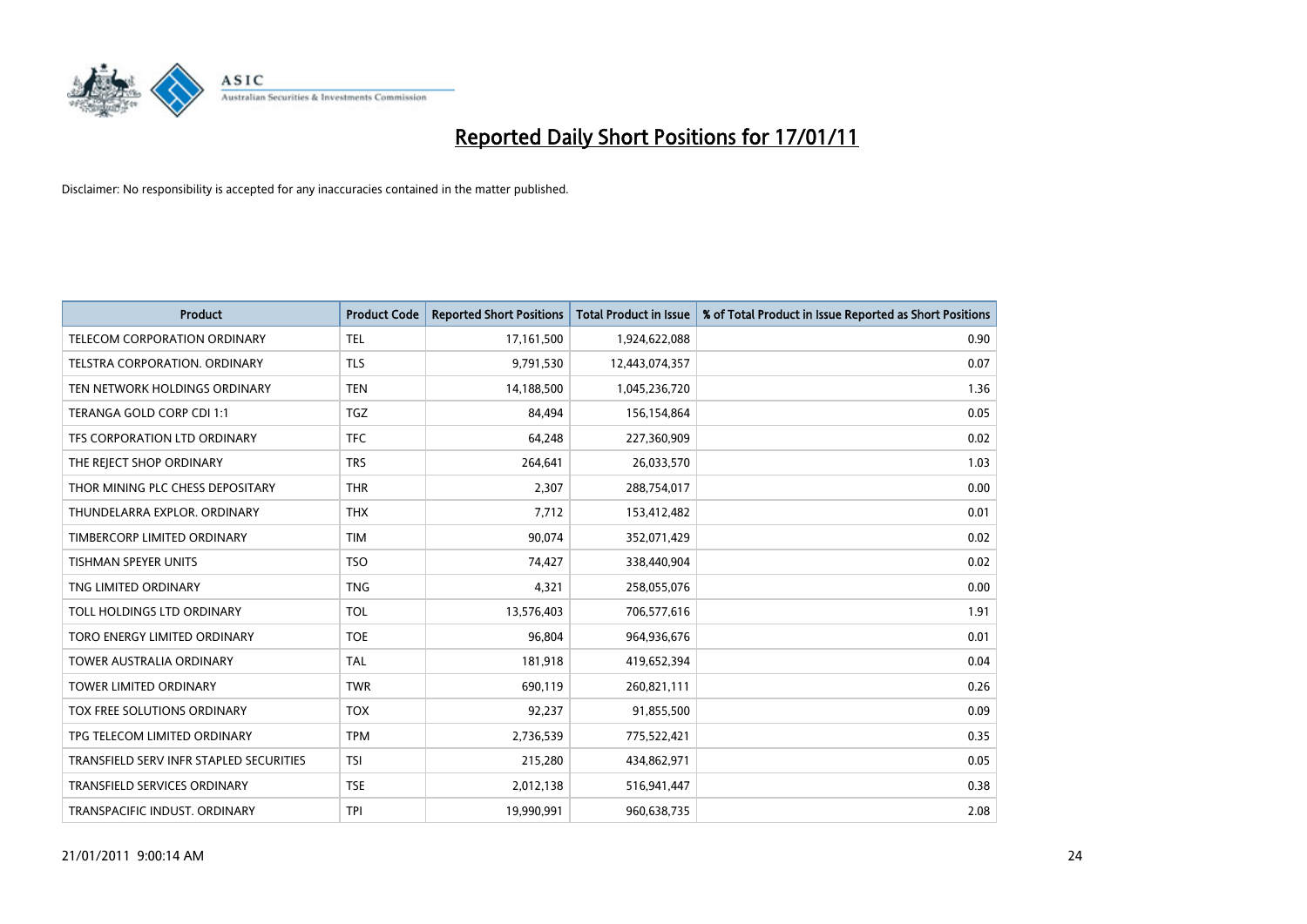# Reported Daily Short Positions for 17/01/11

Disclaimer: No responsibility is accepted for any inaccuracies contained in the matter published.

| Product | Product Code | Reported Short Positions | Total Product in Issue | % of Total Product in Issue Reported as Short Positions |
|---|---|---|---|---|
| TELECOM CORPORATION ORDINARY | TEL | 17,161,500 | 1,924,622,088 | 0.90 |
| TELSTRA CORPORATION. ORDINARY | TLS | 9,791,530 | 12,443,074,357 | 0.07 |
| TEN NETWORK HOLDINGS ORDINARY | TEN | 14,188,500 | 1,045,236,720 | 1.36 |
| TERANGA GOLD CORP CDI 1:1 | TGZ | 84,494 | 156,154,864 | 0.05 |
| TFS CORPORATION LTD ORDINARY | TFC | 64,248 | 227,360,909 | 0.02 |
| THE REJECT SHOP ORDINARY | TRS | 264,641 | 26,033,570 | 1.03 |
| THOR MINING PLC CHESS DEPOSITARY | THR | 2,307 | 288,754,017 | 0.00 |
| THUNDELARRA EXPLOR. ORDINARY | THX | 7,712 | 153,412,482 | 0.01 |
| TIMBERCORP LIMITED ORDINARY | TIM | 90,074 | 352,071,429 | 0.02 |
| TISHMAN SPEYER UNITS | TSO | 74,427 | 338,440,904 | 0.02 |
| TNG LIMITED ORDINARY | TNG | 4,321 | 258,055,076 | 0.00 |
| TOLL HOLDINGS LTD ORDINARY | TOL | 13,576,403 | 706,577,616 | 1.91 |
| TORO ENERGY LIMITED ORDINARY | TOE | 96,804 | 964,936,676 | 0.01 |
| TOWER AUSTRALIA ORDINARY | TAL | 181,918 | 419,652,394 | 0.04 |
| TOWER LIMITED ORDINARY | TWR | 690,119 | 260,821,111 | 0.26 |
| TOX FREE SOLUTIONS ORDINARY | TOX | 92,237 | 91,855,500 | 0.09 |
| TPG TELECOM LIMITED ORDINARY | TPM | 2,736,539 | 775,522,421 | 0.35 |
| TRANSFIELD SERV INFR STAPLED SECURITIES | TSI | 215,280 | 434,862,971 | 0.05 |
| TRANSFIELD SERVICES ORDINARY | TSE | 2,012,138 | 516,941,447 | 0.38 |
| TRANSPACIFIC INDUST. ORDINARY | TPI | 19,990,991 | 960,638,735 | 2.08 |

21/01/2011 9:00:14 AM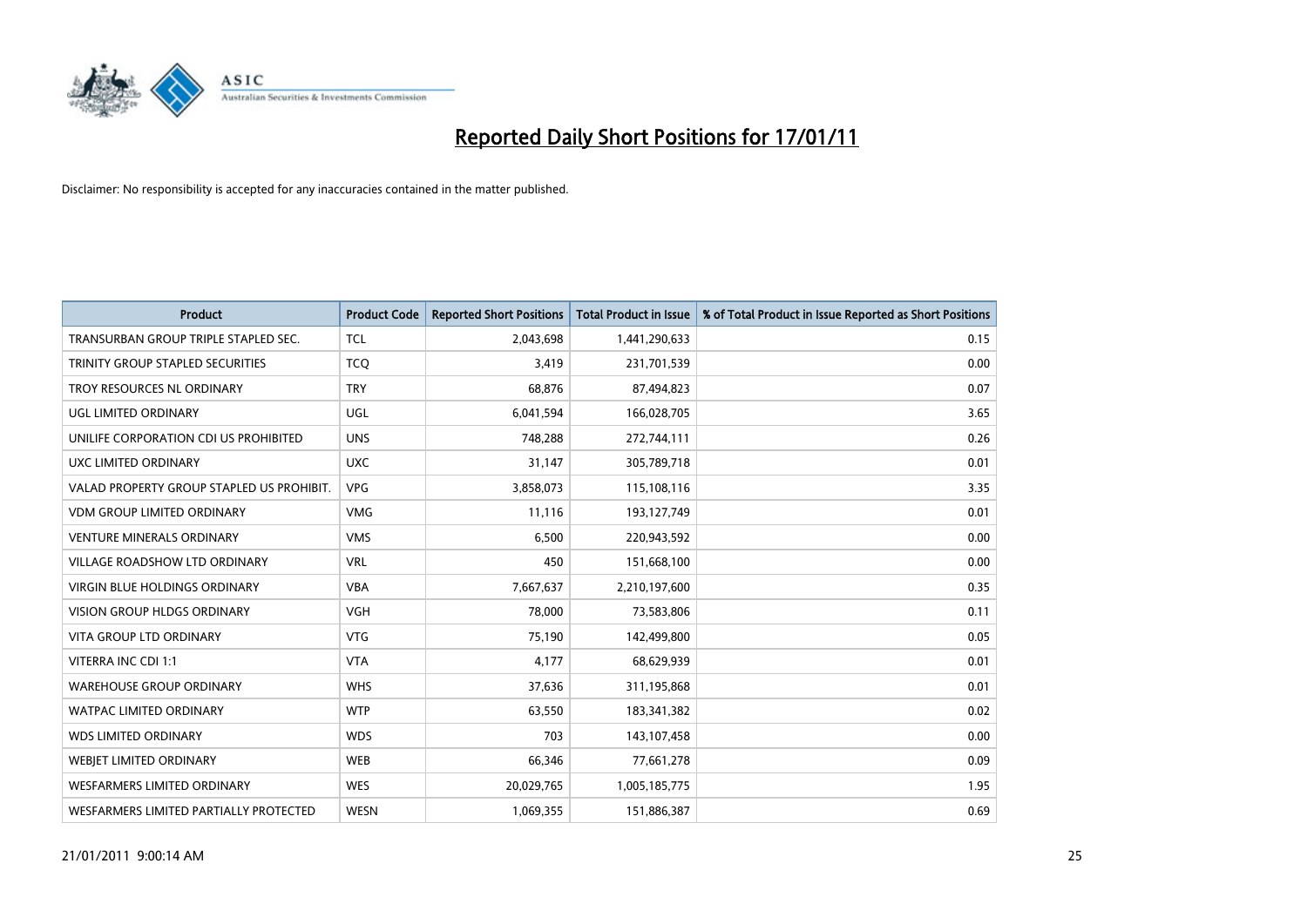# Reported Daily Short Positions for 17/01/11

Disclaimer: No responsibility is accepted for any inaccuracies contained in the matter published.

| Product | Product Code | Reported Short Positions | Total Product in Issue | % of Total Product in Issue Reported as Short Positions |
|---|---|---|---|---|
| TRANSURBAN GROUP TRIPLE STAPLED SEC. | TCL | 2,043,698 | 1,441,290,633 | 0.15 |
| TRINITY GROUP STAPLED SECURITIES | TCQ | 3,419 | 231,701,539 | 0.00 |
| TROY RESOURCES NL ORDINARY | TRY | 68,876 | 87,494,823 | 0.07 |
| UGL LIMITED ORDINARY | UGL | 6,041,594 | 166,028,705 | 3.65 |
| UNILIFE CORPORATION CDI US PROHIBITED | UNS | 748,288 | 272,744,111 | 0.26 |
| UXC LIMITED ORDINARY | UXC | 31,147 | 305,789,718 | 0.01 |
| VALAD PROPERTY GROUP STAPLED US PROHIBIT. | VPG | 3,858,073 | 115,108,116 | 3.35 |
| VDM GROUP LIMITED ORDINARY | VMG | 11,116 | 193,127,749 | 0.01 |
| VENTURE MINERALS ORDINARY | VMS | 6,500 | 220,943,592 | 0.00 |
| VILLAGE ROADSHOW LTD ORDINARY | VRL | 450 | 151,668,100 | 0.00 |
| VIRGIN BLUE HOLDINGS ORDINARY | VBA | 7,667,637 | 2,210,197,600 | 0.35 |
| VISION GROUP HLDGS ORDINARY | VGH | 78,000 | 73,583,806 | 0.11 |
| VITA GROUP LTD ORDINARY | VTG | 75,190 | 142,499,800 | 0.05 |
| VITERRA INC CDI 1:1 | VTA | 4,177 | 68,629,939 | 0.01 |
| WAREHOUSE GROUP ORDINARY | WHS | 37,636 | 311,195,868 | 0.01 |
| WATPAC LIMITED ORDINARY | WTP | 63,550 | 183,341,382 | 0.02 |
| WDS LIMITED ORDINARY | WDS | 703 | 143,107,458 | 0.00 |
| WEBJET LIMITED ORDINARY | WEB | 66,346 | 77,661,278 | 0.09 |
| WESFARMERS LIMITED ORDINARY | WES | 20,029,765 | 1,005,185,775 | 1.95 |
| WESFARMERS LIMITED PARTIALLY PROTECTED | WESN | 1,069,355 | 151,886,387 | 0.69 |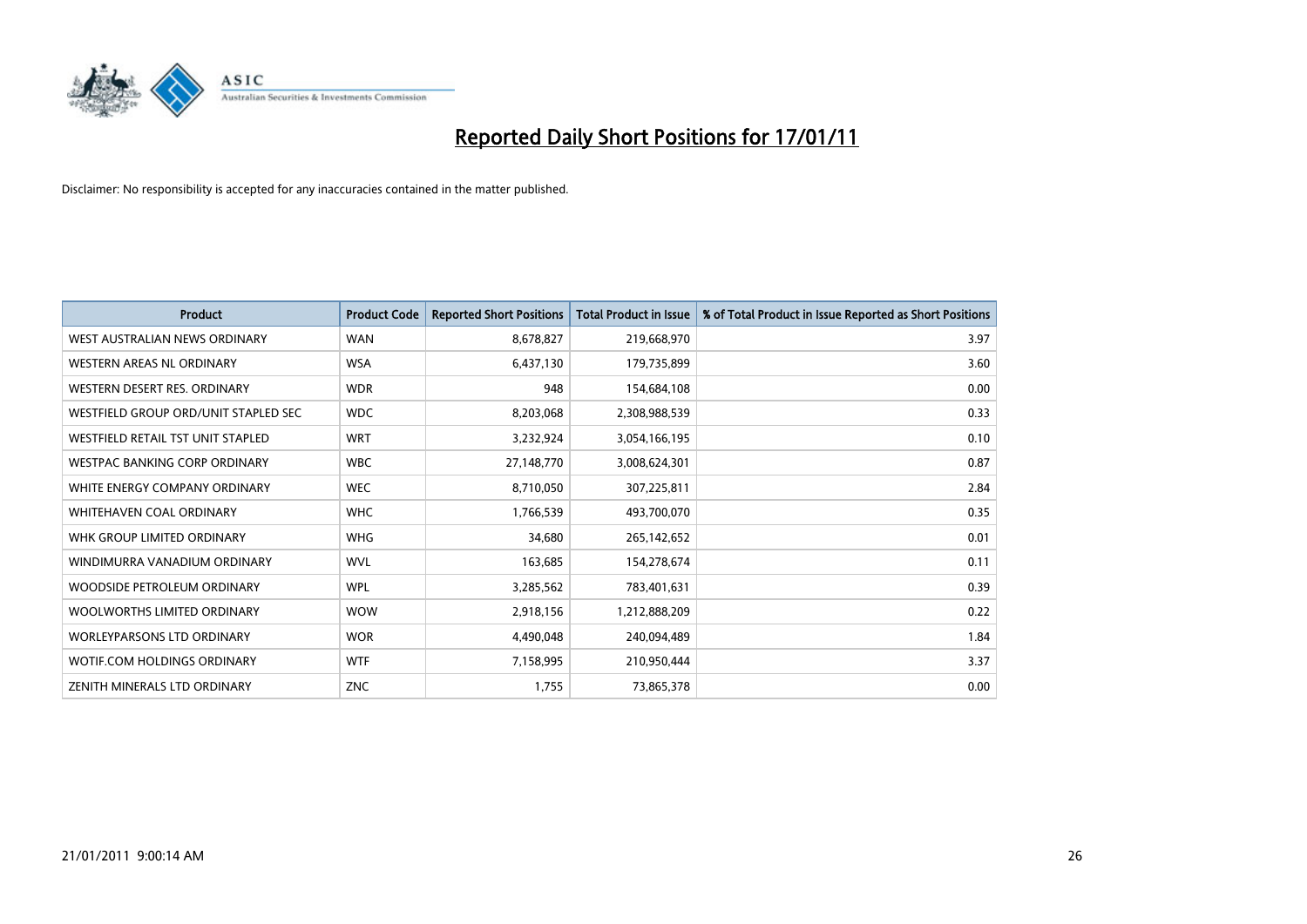# Reported Daily Short Positions for 17/01/11

Disclaimer: No responsibility is accepted for any inaccuracies contained in the matter published.

| Product | Product Code | Reported Short Positions | Total Product in Issue | % of Total Product in Issue Reported as Short Positions |
|---|---|---|---|---|
| WEST AUSTRALIAN NEWS ORDINARY | WAN | 8,678,827 | 219,668,970 | 3.97 |
| WESTERN AREAS NL ORDINARY | WSA | 6,437,130 | 179,735,899 | 3.60 |
| WESTERN DESERT RES. ORDINARY | WDR | 948 | 154,684,108 | 0.00 |
| WESTFIELD GROUP ORD/UNIT STAPLED SEC | WDC | 8,203,068 | 2,308,988,539 | 0.33 |
| WESTFIELD RETAIL TST UNIT STAPLED | WRT | 3,232,924 | 3,054,166,195 | 0.10 |
| WESTPAC BANKING CORP ORDINARY | WBC | 27,148,770 | 3,008,624,301 | 0.87 |
| WHITE ENERGY COMPANY ORDINARY | WEC | 8,710,050 | 307,225,811 | 2.84 |
| WHITEHAVEN COAL ORDINARY | WHC | 1,766,539 | 493,700,070 | 0.35 |
| WHK GROUP LIMITED ORDINARY | WHG | 34,680 | 265,142,652 | 0.01 |
| WINDIMURRA VANADIUM ORDINARY | WVL | 163,685 | 154,278,674 | 0.11 |
| WOODSIDE PETROLEUM ORDINARY | WPL | 3,285,562 | 783,401,631 | 0.39 |
| WOOLWORTHS LIMITED ORDINARY | WOW | 2,918,156 | 1,212,888,209 | 0.22 |
| WORLEYPARSONS LTD ORDINARY | WOR | 4,490,048 | 240,094,489 | 1.84 |
| WOTIF.COM HOLDINGS ORDINARY | WTF | 7,158,995 | 210,950,444 | 3.37 |
| ZENITH MINERALS LTD ORDINARY | ZNC | 1,755 | 73,865,378 | 0.00 |